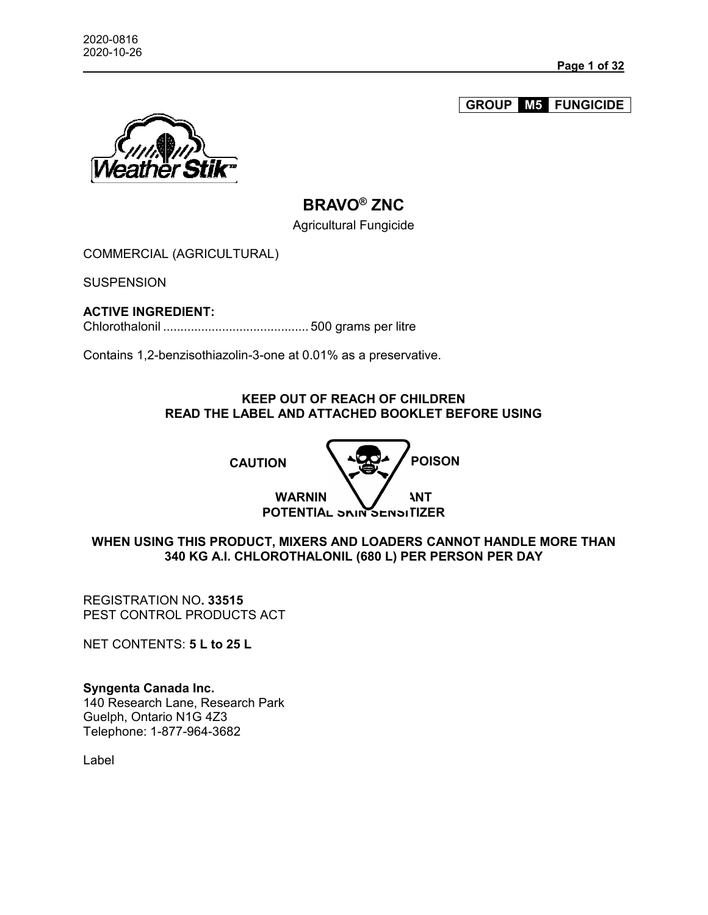2020-0816
2020-10-26

**GROUP M5 FUNGICIDE**

# BRAVO® ZNC

Agricultural Fungicide

COMMERCIAL (AGRICULTURAL)

SUSPENSION

**ACTIVE INGREDIENT:**
Chlorothalonil .......................................... 500 grams per litre

Contains 1,2-benzisothiazolin-3-one at 0.01% as a preservative.

**KEEP OUT OF REACH OF CHILDREN**
**READ THE LABEL AND ATTACHED BOOKLET BEFORE USING**

**CAUTION POISON**

**WARNING EYE IRRITANT**
**POTENTIAL SKIN SENSITIZER**

**WHEN USING THIS PRODUCT, MIXERS AND LOADERS CANNOT HANDLE MORE THAN 340 KG A.I. CHLOROTHALONIL (680 L) PER PERSON PER DAY**

REGISTRATION NO**. 33515**
PEST CONTROL PRODUCTS ACT

NET CONTENTS: **5 L to 25 L**

**Syngenta Canada Inc.**
140 Research Lane, Research Park
Guelph, Ontario N1G 4Z3
Telephone: 1-877-964-3682

Label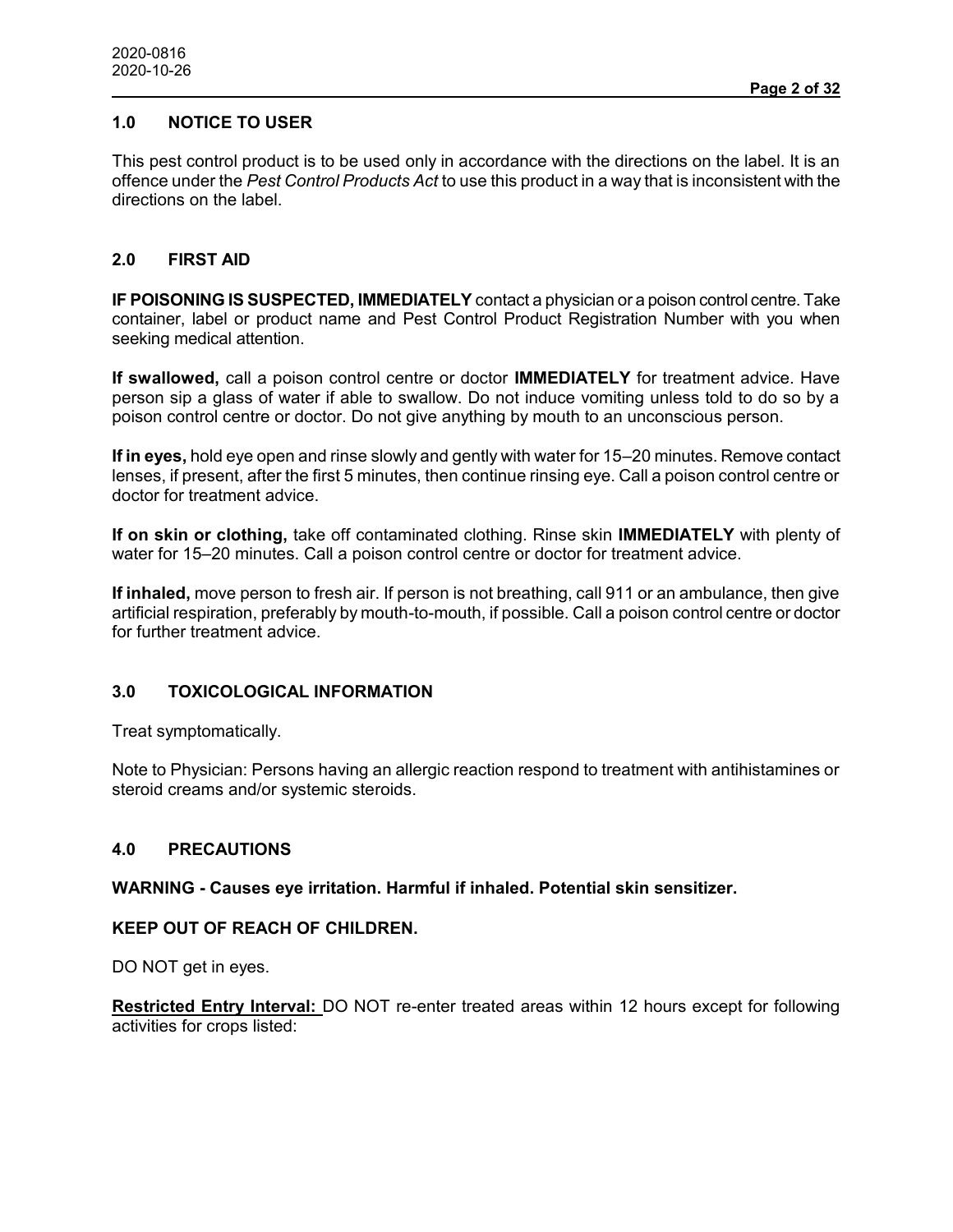## 1.0 NOTICE TO USER

This pest control product is to be used only in accordance with the directions on the label. It is an offence under the *Pest Control Products Act* to use this product in a way that is inconsistent with the directions on the label.

## 2.0 FIRST AID

**IF POISONING IS SUSPECTED, IMMEDIATELY** contact a physician or a poison control centre. Take container, label or product name and Pest Control Product Registration Number with you when seeking medical attention.

**If swallowed,** call a poison control centre or doctor **IMMEDIATELY** for treatment advice. Have person sip a glass of water if able to swallow. Do not induce vomiting unless told to do so by a poison control centre or doctor. Do not give anything by mouth to an unconscious person.

**If in eyes,** hold eye open and rinse slowly and gently with water for 15–20 minutes. Remove contact lenses, if present, after the first 5 minutes, then continue rinsing eye. Call a poison control centre or doctor for treatment advice.

**If on skin or clothing,** take off contaminated clothing. Rinse skin **IMMEDIATELY** with plenty of water for 15–20 minutes. Call a poison control centre or doctor for treatment advice.

**If inhaled,** move person to fresh air. If person is not breathing, call 911 or an ambulance, then give artificial respiration, preferably by mouth-to-mouth, if possible. Call a poison control centre or doctor for further treatment advice.

## 3.0 TOXICOLOGICAL INFORMATION

Treat symptomatically.

Note to Physician: Persons having an allergic reaction respond to treatment with antihistamines or steroid creams and/or systemic steroids.

## 4.0 PRECAUTIONS

**WARNING - Causes eye irritation. Harmful if inhaled. Potential skin sensitizer.**

**KEEP OUT OF REACH OF CHILDREN.**

DO NOT get in eyes.

**Restricted Entry Interval:** DO NOT re-enter treated areas within 12 hours except for following activities for crops listed: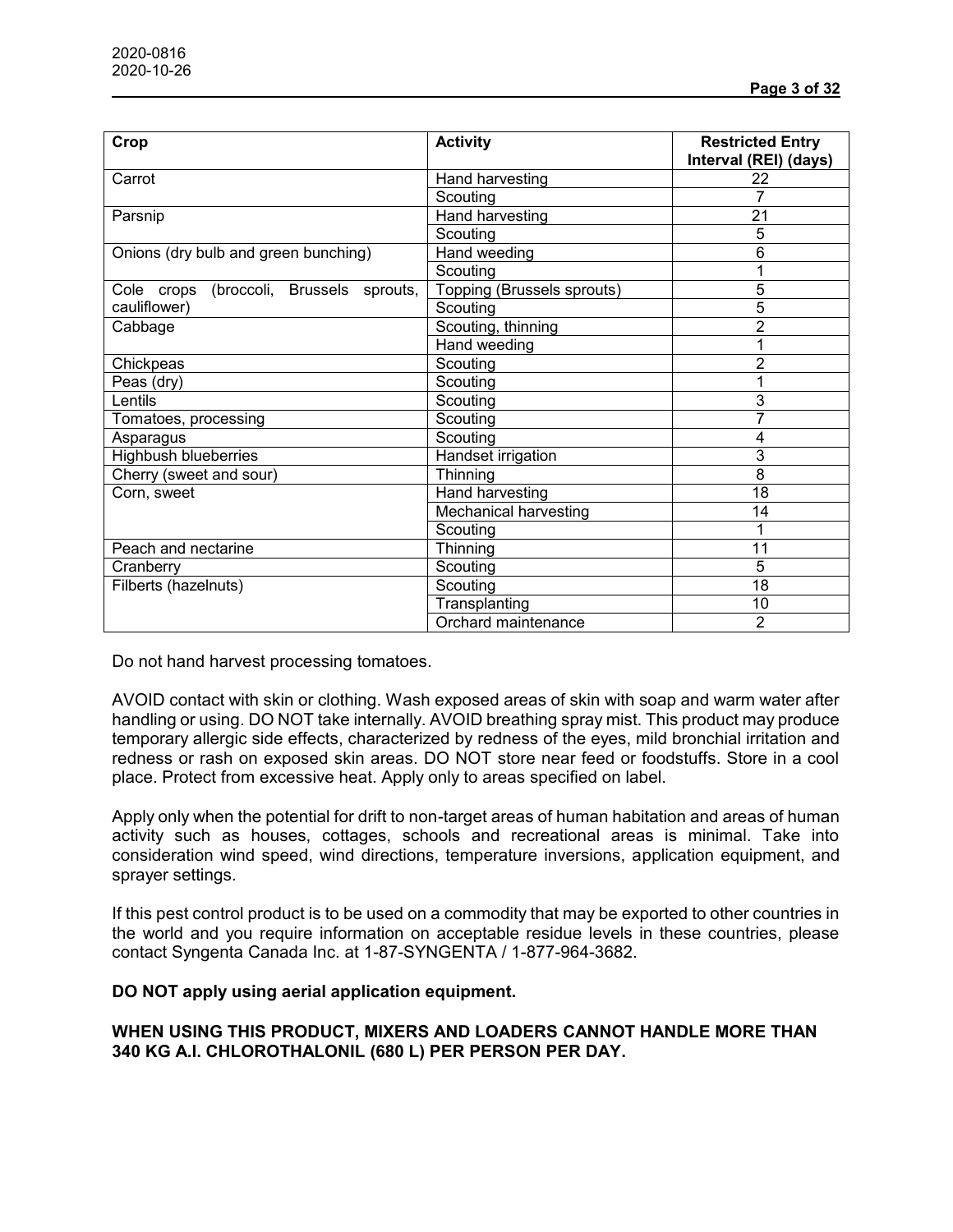| Crop | Activity | Restricted Entry Interval (REI) (days) |
|---|---|---|
| Carrot | Hand harvesting | 22 |
| | Scouting | 7 |
| Parsnip | Hand harvesting | 21 |
| | Scouting | 5 |
| Onions (dry bulb and green bunching) | Hand weeding | 6 |
| | Scouting | 1 |
| Cole crops (broccoli, Brussels sprouts, cauliflower) | Topping (Brussels sprouts) | 5 |
| | Scouting | 5 |
| Cabbage | Scouting, thinning | 2 |
| | Hand weeding | 1 |
| Chickpeas | Scouting | 2 |
| Peas (dry) | Scouting | 1 |
| Lentils | Scouting | 3 |
| Tomatoes, processing | Scouting | 7 |
| Asparagus | Scouting | 4 |
| Highbush blueberries | Handset irrigation | 3 |
| Cherry (sweet and sour) | Thinning | 8 |
| Corn, sweet | Hand harvesting | 18 |
| | Mechanical harvesting | 14 |
| | Scouting | 1 |
| Peach and nectarine | Thinning | 11 |
| Cranberry | Scouting | 5 |
| Filberts (hazelnuts) | Scouting | 18 |
| | Transplanting | 10 |
| | Orchard maintenance | 2 |

Do not hand harvest processing tomatoes.

AVOID contact with skin or clothing. Wash exposed areas of skin with soap and warm water after handling or using. DO NOT take internally. AVOID breathing spray mist. This product may produce temporary allergic side effects, characterized by redness of the eyes, mild bronchial irritation and redness or rash on exposed skin areas. DO NOT store near feed or foodstuffs. Store in a cool place. Protect from excessive heat. Apply only to areas specified on label.

Apply only when the potential for drift to non-target areas of human habitation and areas of human activity such as houses, cottages, schools and recreational areas is minimal. Take into consideration wind speed, wind directions, temperature inversions, application equipment, and sprayer settings.

If this pest control product is to be used on a commodity that may be exported to other countries in the world and you require information on acceptable residue levels in these countries, please contact Syngenta Canada Inc. at 1-87-SYNGENTA / 1-877-964-3682.

**DO NOT apply using aerial application equipment.**

**WHEN USING THIS PRODUCT, MIXERS AND LOADERS CANNOT HANDLE MORE THAN 340 KG A.I. CHLOROTHALONIL (680 L) PER PERSON PER DAY.**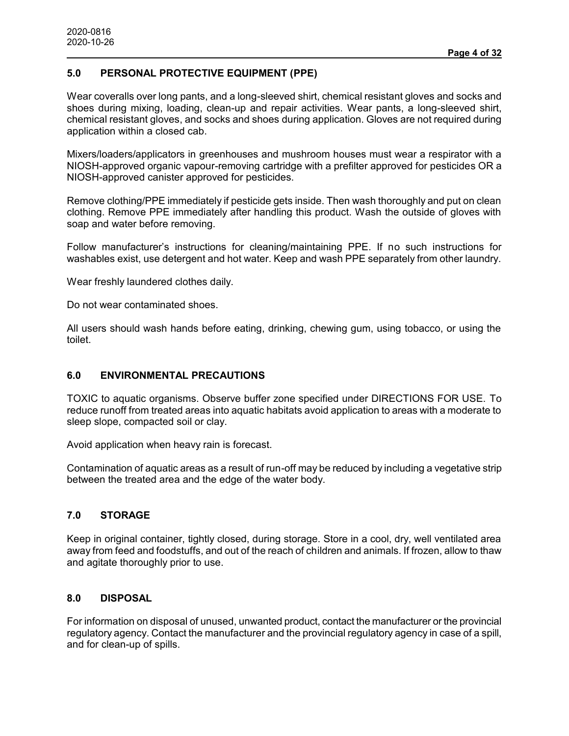## 5.0 PERSONAL PROTECTIVE EQUIPMENT (PPE)

Wear coveralls over long pants, and a long-sleeved shirt, chemical resistant gloves and socks and shoes during mixing, loading, clean-up and repair activities. Wear pants, a long-sleeved shirt, chemical resistant gloves, and socks and shoes during application. Gloves are not required during application within a closed cab.

Mixers/loaders/applicators in greenhouses and mushroom houses must wear a respirator with a NIOSH-approved organic vapour-removing cartridge with a prefilter approved for pesticides OR a NIOSH-approved canister approved for pesticides.

Remove clothing/PPE immediately if pesticide gets inside. Then wash thoroughly and put on clean clothing. Remove PPE immediately after handling this product. Wash the outside of gloves with soap and water before removing.

Follow manufacturer's instructions for cleaning/maintaining PPE. If no such instructions for washables exist, use detergent and hot water. Keep and wash PPE separately from other laundry.

Wear freshly laundered clothes daily.

Do not wear contaminated shoes.

All users should wash hands before eating, drinking, chewing gum, using tobacco, or using the toilet.

## 6.0 ENVIRONMENTAL PRECAUTIONS

TOXIC to aquatic organisms. Observe buffer zone specified under DIRECTIONS FOR USE. To reduce runoff from treated areas into aquatic habitats avoid application to areas with a moderate to sleep slope, compacted soil or clay.

Avoid application when heavy rain is forecast.

Contamination of aquatic areas as a result of run-off may be reduced by including a vegetative strip between the treated area and the edge of the water body.

## 7.0 STORAGE

Keep in original container, tightly closed, during storage. Store in a cool, dry, well ventilated area away from feed and foodstuffs, and out of the reach of children and animals. If frozen, allow to thaw and agitate thoroughly prior to use.

## 8.0 DISPOSAL

For information on disposal of unused, unwanted product, contact the manufacturer or the provincial regulatory agency. Contact the manufacturer and the provincial regulatory agency in case of a spill, and for clean-up of spills.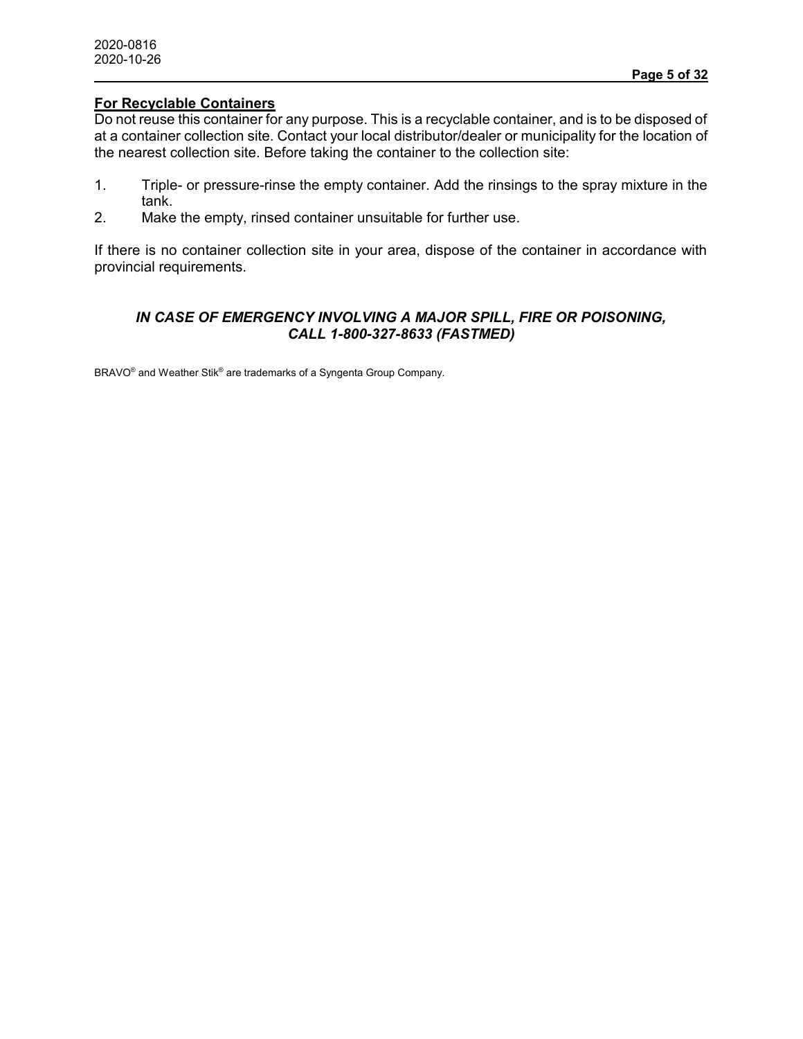**For Recyclable Containers**

Do not reuse this container for any purpose. This is a recyclable container, and is to be disposed of at a container collection site. Contact your local distributor/dealer or municipality for the location of the nearest collection site. Before taking the container to the collection site:

1. Triple- or pressure-rinse the empty container. Add the rinsings to the spray mixture in the tank.
2. Make the empty, rinsed container unsuitable for further use.

If there is no container collection site in your area, dispose of the container in accordance with provincial requirements.

***IN CASE OF EMERGENCY INVOLVING A MAJOR SPILL, FIRE OR POISONING, CALL 1-800-327-8633 (FASTMED)***

BRAVO® and Weather Stik® are trademarks of a Syngenta Group Company.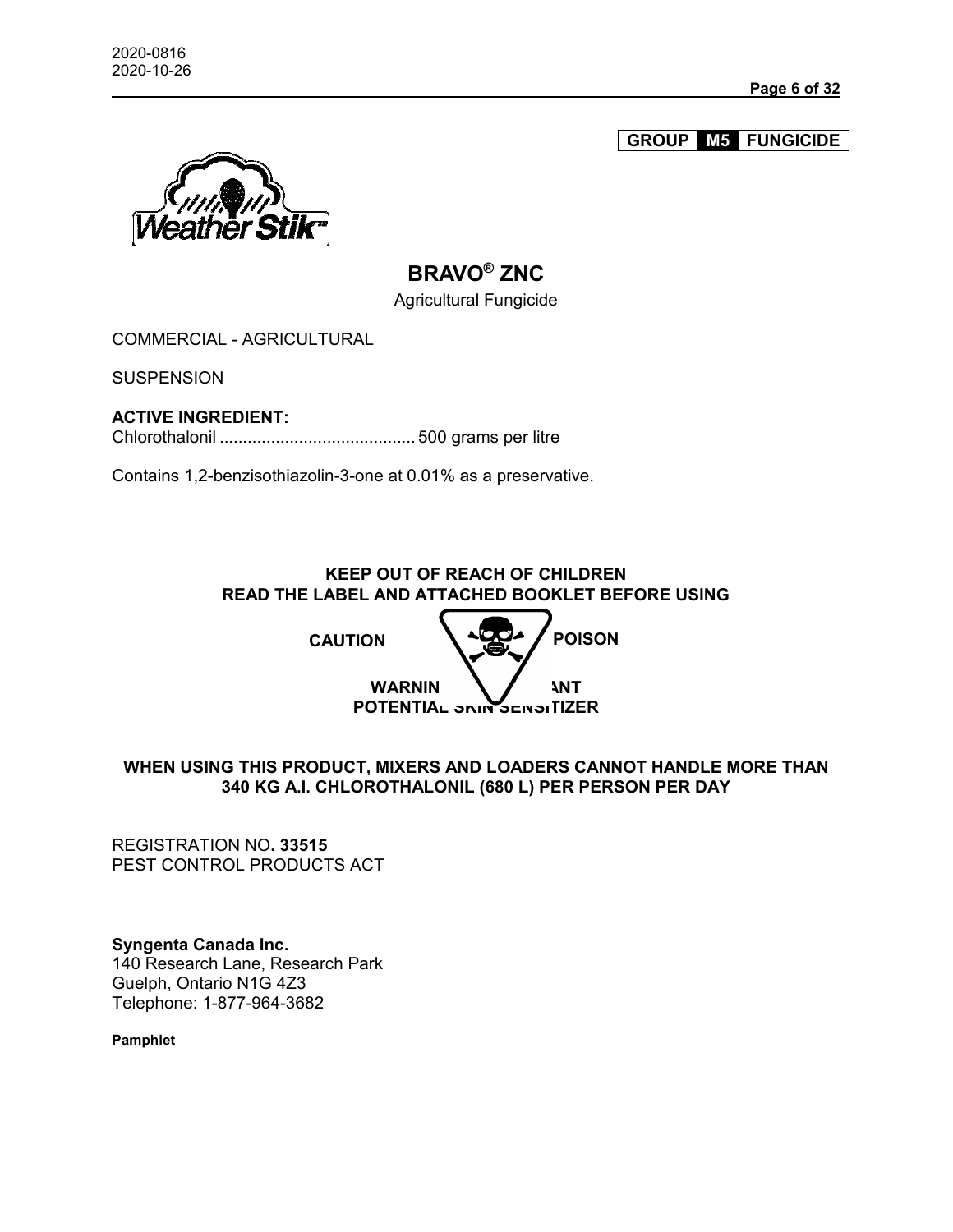**GROUP M5 FUNGICIDE**

Weather Stik™

# BRAVO® ZNC

Agricultural Fungicide

COMMERCIAL - AGRICULTURAL

SUSPENSION

**ACTIVE INGREDIENT:**
Chlorothalonil .......................................... 500 grams per litre

Contains 1,2-benzisothiazolin-3-one at 0.01% as a preservative.

**KEEP OUT OF REACH OF CHILDREN**
**READ THE LABEL AND ATTACHED BOOKLET BEFORE USING**

**CAUTION POISON**

**WARNING EYE IRRITANT**
**POTENTIAL SKIN SENSITIZER**

**WHEN USING THIS PRODUCT, MIXERS AND LOADERS CANNOT HANDLE MORE THAN 340 KG A.I. CHLOROTHALONIL (680 L) PER PERSON PER DAY**

REGISTRATION NO**. 33515**
PEST CONTROL PRODUCTS ACT

**Syngenta Canada Inc.**
140 Research Lane, Research Park
Guelph, Ontario N1G 4Z3
Telephone: 1-877-964-3682

**Pamphlet**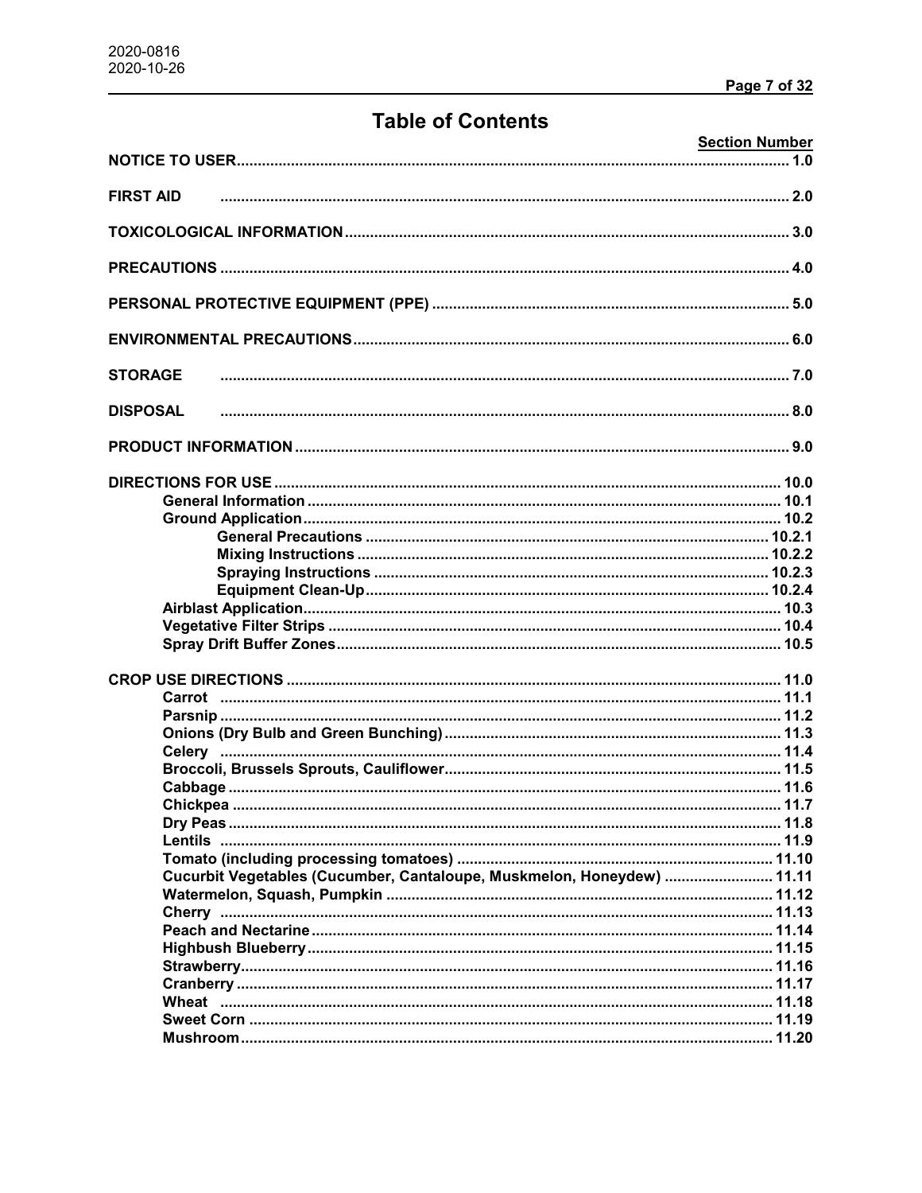# Table of Contents

| | Section Number |
|---|---|
| **NOTICE TO USER** | **1.0** |
| **FIRST AID** | **2.0** |
| **TOXICOLOGICAL INFORMATION** | **3.0** |
| **PRECAUTIONS** | **4.0** |
| **PERSONAL PROTECTIVE EQUIPMENT (PPE)** | **5.0** |
| **ENVIRONMENTAL PRECAUTIONS** | **6.0** |
| **STORAGE** | **7.0** |
| **DISPOSAL** | **8.0** |
| **PRODUCT INFORMATION** | **9.0** |
| **DIRECTIONS FOR USE** | **10.0** |
| **General Information** | **10.1** |
| **Ground Application** | **10.2** |
| **General Precautions** | **10.2.1** |
| **Mixing Instructions** | **10.2.2** |
| **Spraying Instructions** | **10.2.3** |
| **Equipment Clean-Up** | **10.2.4** |
| **Airblast Application** | **10.3** |
| **Vegetative Filter Strips** | **10.4** |
| **Spray Drift Buffer Zones** | **10.5** |
| **CROP USE DIRECTIONS** | **11.0** |
| **Carrot** | **11.1** |
| **Parsnip** | **11.2** |
| **Onions (Dry Bulb and Green Bunching)** | **11.3** |
| **Celery** | **11.4** |
| **Broccoli, Brussels Sprouts, Cauliflower** | **11.5** |
| **Cabbage** | **11.6** |
| **Chickpea** | **11.7** |
| **Dry Peas** | **11.8** |
| **Lentils** | **11.9** |
| **Tomato (including processing tomatoes)** | **11.10** |
| **Cucurbit Vegetables (Cucumber, Cantaloupe, Muskmelon, Honeydew)** | **11.11** |
| **Watermelon, Squash, Pumpkin** | **11.12** |
| **Cherry** | **11.13** |
| **Peach and Nectarine** | **11.14** |
| **Highbush Blueberry** | **11.15** |
| **Strawberry** | **11.16** |
| **Cranberry** | **11.17** |
| **Wheat** | **11.18** |
| **Sweet Corn** | **11.19** |
| **Mushroom** | **11.20** |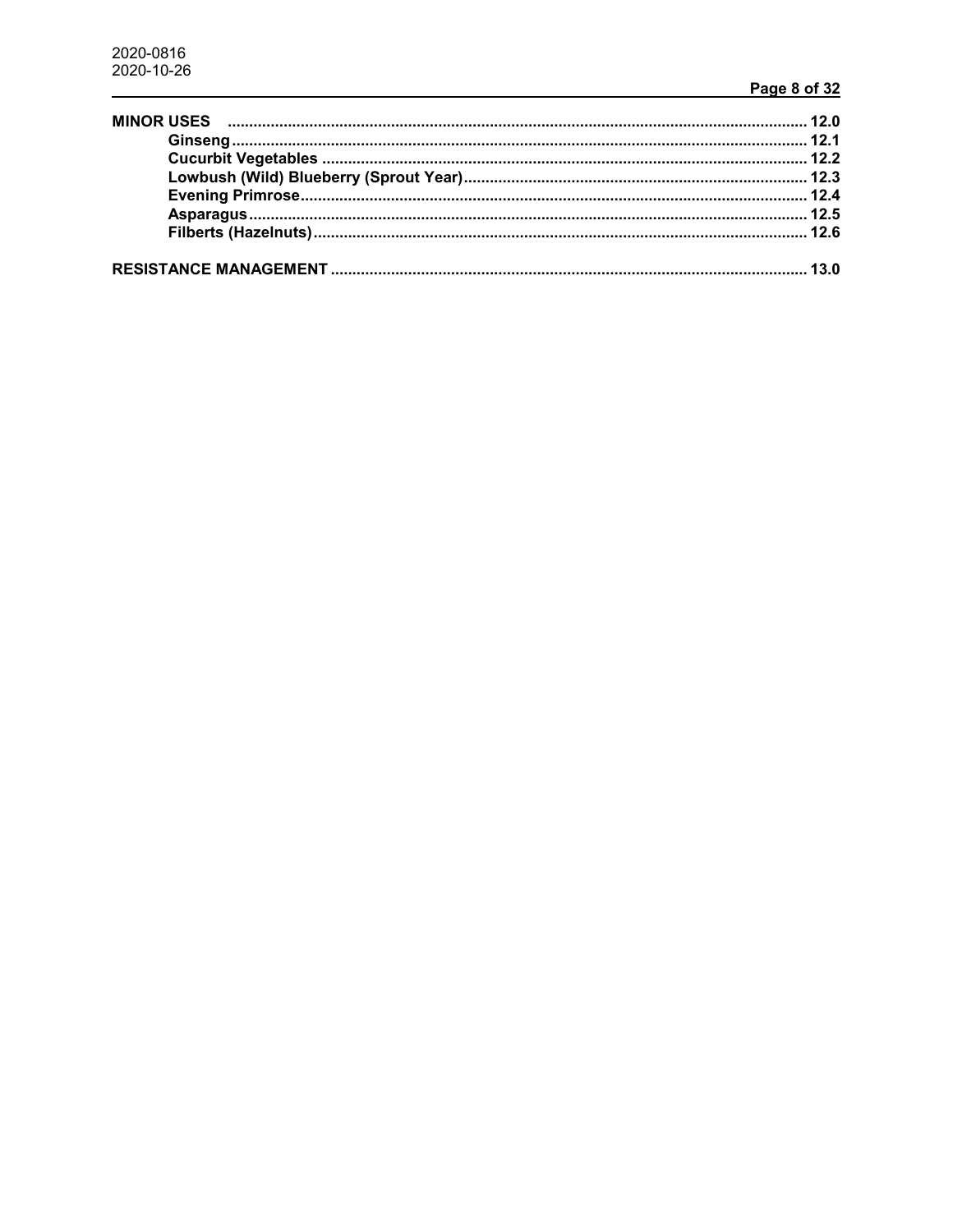**MINOR USES** .......... 12.0

- **Ginseng** .......... 12.1
- **Cucurbit Vegetables** .......... 12.2
- **Lowbush (Wild) Blueberry (Sprout Year)** .......... 12.3
- **Evening Primrose** .......... 12.4
- **Asparagus** .......... 12.5
- **Filberts (Hazelnuts)** .......... 12.6

**RESISTANCE MANAGEMENT** .......... 13.0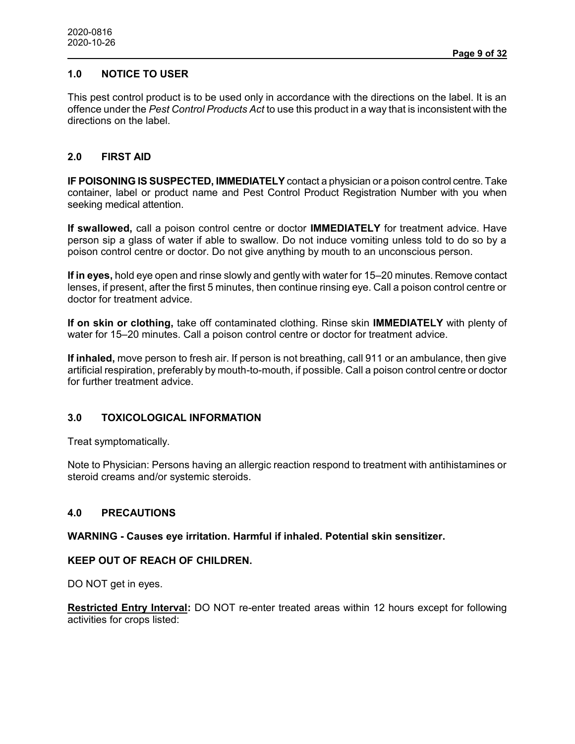## 1.0 NOTICE TO USER

This pest control product is to be used only in accordance with the directions on the label. It is an offence under the *Pest Control Products Act* to use this product in a way that is inconsistent with the directions on the label.

## 2.0 FIRST AID

**IF POISONING IS SUSPECTED, IMMEDIATELY** contact a physician or a poison control centre. Take container, label or product name and Pest Control Product Registration Number with you when seeking medical attention.

**If swallowed,** call a poison control centre or doctor **IMMEDIATELY** for treatment advice. Have person sip a glass of water if able to swallow. Do not induce vomiting unless told to do so by a poison control centre or doctor. Do not give anything by mouth to an unconscious person.

**If in eyes,** hold eye open and rinse slowly and gently with water for 15–20 minutes. Remove contact lenses, if present, after the first 5 minutes, then continue rinsing eye. Call a poison control centre or doctor for treatment advice.

**If on skin or clothing,** take off contaminated clothing. Rinse skin **IMMEDIATELY** with plenty of water for 15–20 minutes. Call a poison control centre or doctor for treatment advice.

**If inhaled,** move person to fresh air. If person is not breathing, call 911 or an ambulance, then give artificial respiration, preferably by mouth-to-mouth, if possible. Call a poison control centre or doctor for further treatment advice.

## 3.0 TOXICOLOGICAL INFORMATION

Treat symptomatically.

Note to Physician: Persons having an allergic reaction respond to treatment with antihistamines or steroid creams and/or systemic steroids.

## 4.0 PRECAUTIONS

**WARNING - Causes eye irritation. Harmful if inhaled. Potential skin sensitizer.**

**KEEP OUT OF REACH OF CHILDREN.**

DO NOT get in eyes.

**Restricted Entry Interval:** DO NOT re-enter treated areas within 12 hours except for following activities for crops listed: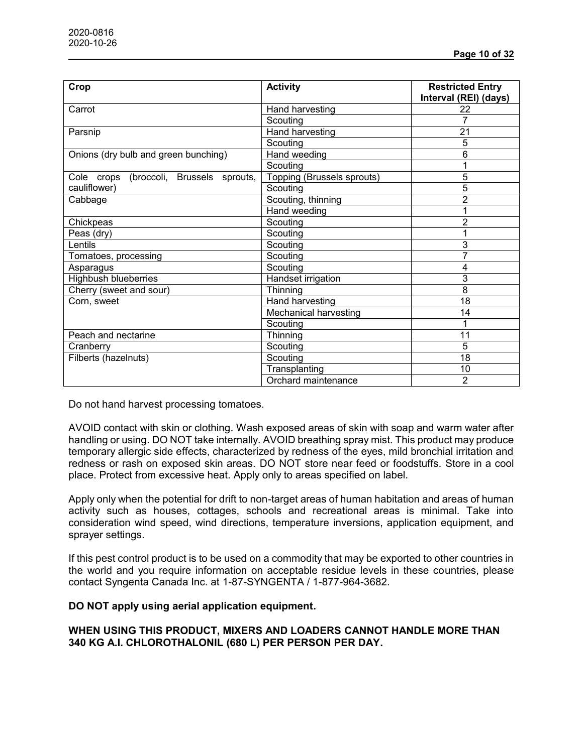| Crop | Activity | Restricted Entry Interval (REI) (days) |
| --- | --- | --- |
| Carrot | Hand harvesting | 22 |
| | Scouting | 7 |
| Parsnip | Hand harvesting | 21 |
| | Scouting | 5 |
| Onions (dry bulb and green bunching) | Hand weeding | 6 |
| | Scouting | 1 |
| Cole crops (broccoli, Brussels sprouts, cauliflower) | Topping (Brussels sprouts) | 5 |
| | Scouting | 5 |
| Cabbage | Scouting, thinning | 2 |
| | Hand weeding | 1 |
| Chickpeas | Scouting | 2 |
| Peas (dry) | Scouting | 1 |
| Lentils | Scouting | 3 |
| Tomatoes, processing | Scouting | 7 |
| Asparagus | Scouting | 4 |
| Highbush blueberries | Handset irrigation | 3 |
| Cherry (sweet and sour) | Thinning | 8 |
| Corn, sweet | Hand harvesting | 18 |
| | Mechanical harvesting | 14 |
| | Scouting | 1 |
| Peach and nectarine | Thinning | 11 |
| Cranberry | Scouting | 5 |
| Filberts (hazelnuts) | Scouting | 18 |
| | Transplanting | 10 |
| | Orchard maintenance | 2 |

Do not hand harvest processing tomatoes.

AVOID contact with skin or clothing. Wash exposed areas of skin with soap and warm water after handling or using. DO NOT take internally. AVOID breathing spray mist. This product may produce temporary allergic side effects, characterized by redness of the eyes, mild bronchial irritation and redness or rash on exposed skin areas. DO NOT store near feed or foodstuffs. Store in a cool place. Protect from excessive heat. Apply only to areas specified on label.

Apply only when the potential for drift to non-target areas of human habitation and areas of human activity such as houses, cottages, schools and recreational areas is minimal. Take into consideration wind speed, wind directions, temperature inversions, application equipment, and sprayer settings.

If this pest control product is to be used on a commodity that may be exported to other countries in the world and you require information on acceptable residue levels in these countries, please contact Syngenta Canada Inc. at 1-87-SYNGENTA / 1-877-964-3682.

**DO NOT apply using aerial application equipment.**

**WHEN USING THIS PRODUCT, MIXERS AND LOADERS CANNOT HANDLE MORE THAN 340 KG A.I. CHLOROTHALONIL (680 L) PER PERSON PER DAY.**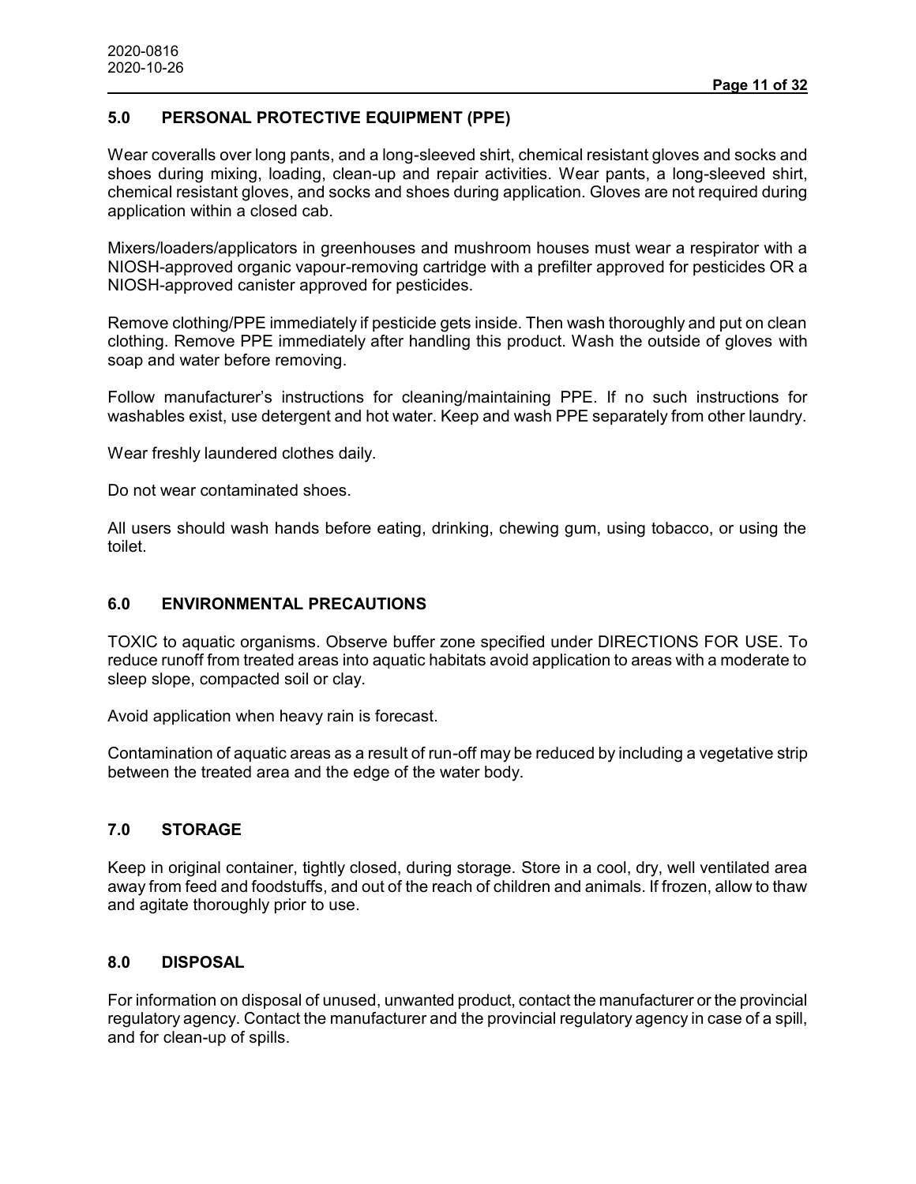## 5.0 PERSONAL PROTECTIVE EQUIPMENT (PPE)

Wear coveralls over long pants, and a long-sleeved shirt, chemical resistant gloves and socks and shoes during mixing, loading, clean-up and repair activities. Wear pants, a long-sleeved shirt, chemical resistant gloves, and socks and shoes during application. Gloves are not required during application within a closed cab.

Mixers/loaders/applicators in greenhouses and mushroom houses must wear a respirator with a NIOSH-approved organic vapour-removing cartridge with a prefilter approved for pesticides OR a NIOSH-approved canister approved for pesticides.

Remove clothing/PPE immediately if pesticide gets inside. Then wash thoroughly and put on clean clothing. Remove PPE immediately after handling this product. Wash the outside of gloves with soap and water before removing.

Follow manufacturer's instructions for cleaning/maintaining PPE. If no such instructions for washables exist, use detergent and hot water. Keep and wash PPE separately from other laundry.

Wear freshly laundered clothes daily.

Do not wear contaminated shoes.

All users should wash hands before eating, drinking, chewing gum, using tobacco, or using the toilet.

## 6.0 ENVIRONMENTAL PRECAUTIONS

TOXIC to aquatic organisms. Observe buffer zone specified under DIRECTIONS FOR USE. To reduce runoff from treated areas into aquatic habitats avoid application to areas with a moderate to sleep slope, compacted soil or clay.

Avoid application when heavy rain is forecast.

Contamination of aquatic areas as a result of run-off may be reduced by including a vegetative strip between the treated area and the edge of the water body.

## 7.0 STORAGE

Keep in original container, tightly closed, during storage. Store in a cool, dry, well ventilated area away from feed and foodstuffs, and out of the reach of children and animals. If frozen, allow to thaw and agitate thoroughly prior to use.

## 8.0 DISPOSAL

For information on disposal of unused, unwanted product, contact the manufacturer or the provincial regulatory agency. Contact the manufacturer and the provincial regulatory agency in case of a spill, and for clean-up of spills.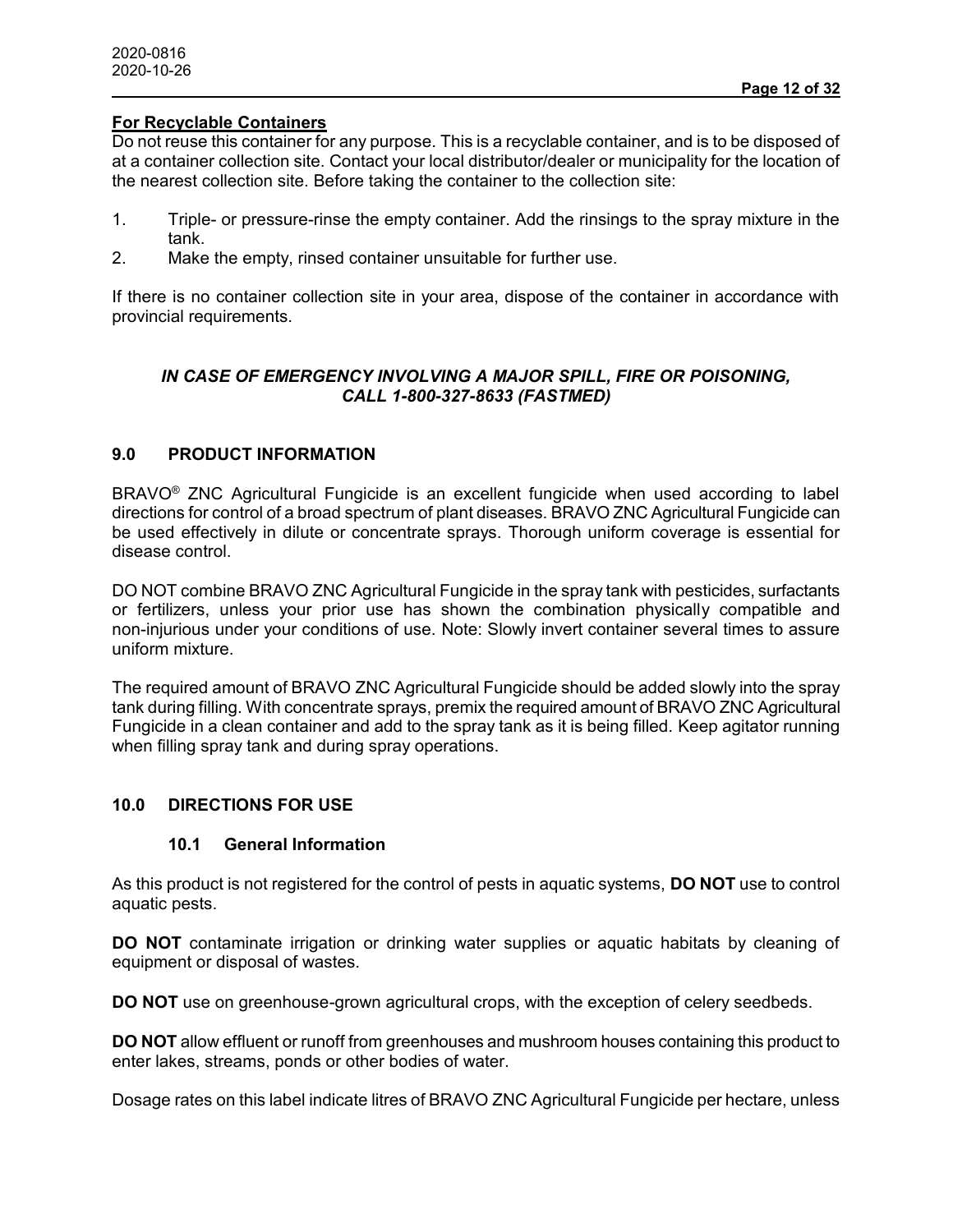**For Recyclable Containers**

Do not reuse this container for any purpose. This is a recyclable container, and is to be disposed of at a container collection site. Contact your local distributor/dealer or municipality for the location of the nearest collection site. Before taking the container to the collection site:

1. Triple- or pressure-rinse the empty container. Add the rinsings to the spray mixture in the tank.
2. Make the empty, rinsed container unsuitable for further use.

If there is no container collection site in your area, dispose of the container in accordance with provincial requirements.

***IN CASE OF EMERGENCY INVOLVING A MAJOR SPILL, FIRE OR POISONING, CALL 1-800-327-8633 (FASTMED)***

## 9.0 PRODUCT INFORMATION

BRAVO® ZNC Agricultural Fungicide is an excellent fungicide when used according to label directions for control of a broad spectrum of plant diseases. BRAVO ZNC Agricultural Fungicide can be used effectively in dilute or concentrate sprays. Thorough uniform coverage is essential for disease control.

DO NOT combine BRAVO ZNC Agricultural Fungicide in the spray tank with pesticides, surfactants or fertilizers, unless your prior use has shown the combination physically compatible and non-injurious under your conditions of use. Note: Slowly invert container several times to assure uniform mixture.

The required amount of BRAVO ZNC Agricultural Fungicide should be added slowly into the spray tank during filling. With concentrate sprays, premix the required amount of BRAVO ZNC Agricultural Fungicide in a clean container and add to the spray tank as it is being filled. Keep agitator running when filling spray tank and during spray operations.

## 10.0 DIRECTIONS FOR USE

### 10.1 General Information

As this product is not registered for the control of pests in aquatic systems, **DO NOT** use to control aquatic pests.

**DO NOT** contaminate irrigation or drinking water supplies or aquatic habitats by cleaning of equipment or disposal of wastes.

**DO NOT** use on greenhouse-grown agricultural crops, with the exception of celery seedbeds.

**DO NOT** allow effluent or runoff from greenhouses and mushroom houses containing this product to enter lakes, streams, ponds or other bodies of water.

Dosage rates on this label indicate litres of BRAVO ZNC Agricultural Fungicide per hectare, unless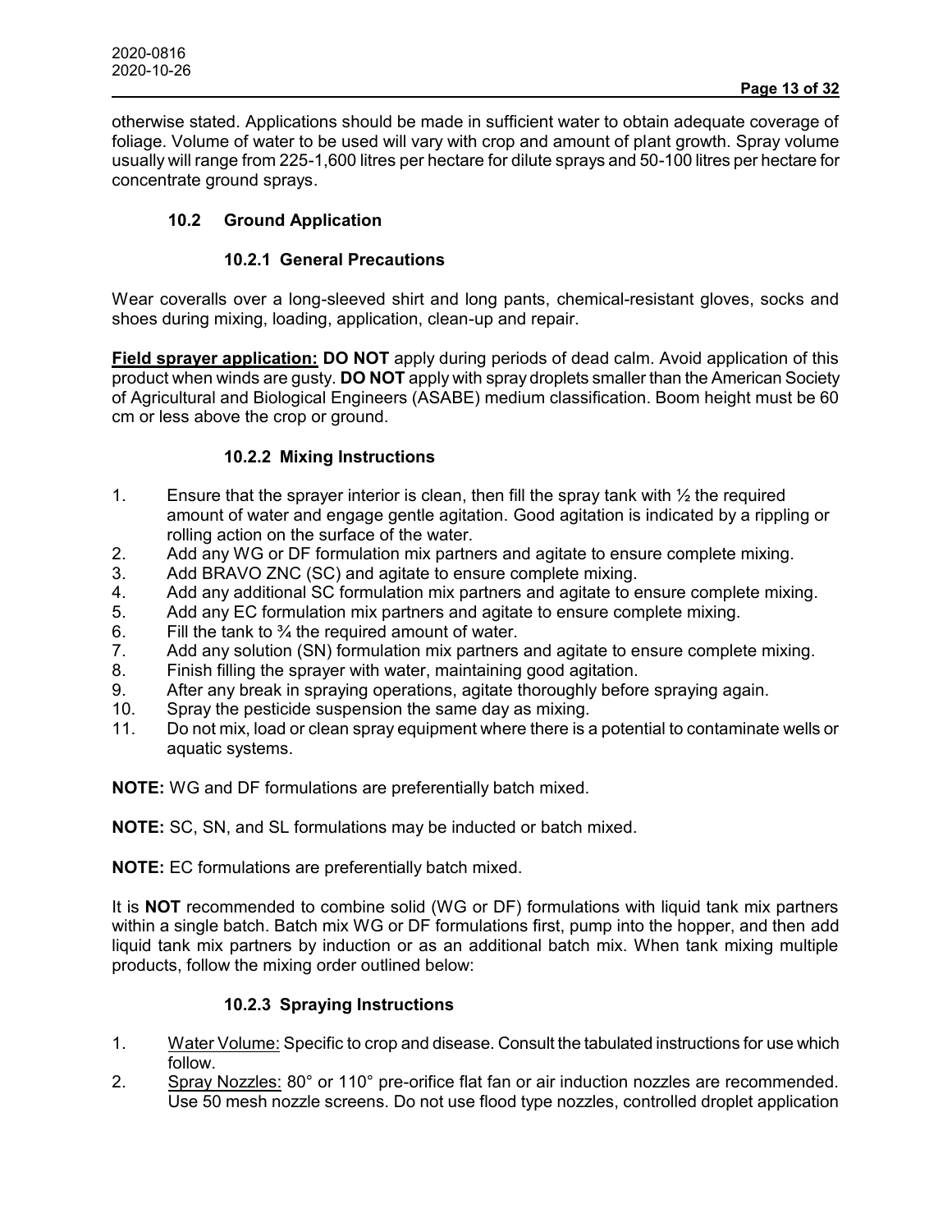otherwise stated. Applications should be made in sufficient water to obtain adequate coverage of foliage. Volume of water to be used will vary with crop and amount of plant growth. Spray volume usually will range from 225-1,600 litres per hectare for dilute sprays and 50-100 litres per hectare for concentrate ground sprays.

### 10.2 Ground Application

#### 10.2.1 General Precautions

Wear coveralls over a long-sleeved shirt and long pants, chemical-resistant gloves, socks and shoes during mixing, loading, application, clean-up and repair.

**Field sprayer application:** **DO NOT** apply during periods of dead calm. Avoid application of this product when winds are gusty. **DO NOT** apply with spray droplets smaller than the American Society of Agricultural and Biological Engineers (ASABE) medium classification. Boom height must be 60 cm or less above the crop or ground.

#### 10.2.2 Mixing Instructions

1. Ensure that the sprayer interior is clean, then fill the spray tank with ½ the required amount of water and engage gentle agitation. Good agitation is indicated by a rippling or rolling action on the surface of the water.
2. Add any WG or DF formulation mix partners and agitate to ensure complete mixing.
3. Add BRAVO ZNC (SC) and agitate to ensure complete mixing.
4. Add any additional SC formulation mix partners and agitate to ensure complete mixing.
5. Add any EC formulation mix partners and agitate to ensure complete mixing.
6. Fill the tank to ¾ the required amount of water.
7. Add any solution (SN) formulation mix partners and agitate to ensure complete mixing.
8. Finish filling the sprayer with water, maintaining good agitation.
9. After any break in spraying operations, agitate thoroughly before spraying again.
10. Spray the pesticide suspension the same day as mixing.
11. Do not mix, load or clean spray equipment where there is a potential to contaminate wells or aquatic systems.

**NOTE:** WG and DF formulations are preferentially batch mixed.

**NOTE:** SC, SN, and SL formulations may be inducted or batch mixed.

**NOTE:** EC formulations are preferentially batch mixed.

It is **NOT** recommended to combine solid (WG or DF) formulations with liquid tank mix partners within a single batch. Batch mix WG or DF formulations first, pump into the hopper, and then add liquid tank mix partners by induction or as an additional batch mix. When tank mixing multiple products, follow the mixing order outlined below:

#### 10.2.3 Spraying Instructions

1. Water Volume: Specific to crop and disease. Consult the tabulated instructions for use which follow.
2. Spray Nozzles: 80° or 110° pre-orifice flat fan or air induction nozzles are recommended. Use 50 mesh nozzle screens. Do not use flood type nozzles, controlled droplet application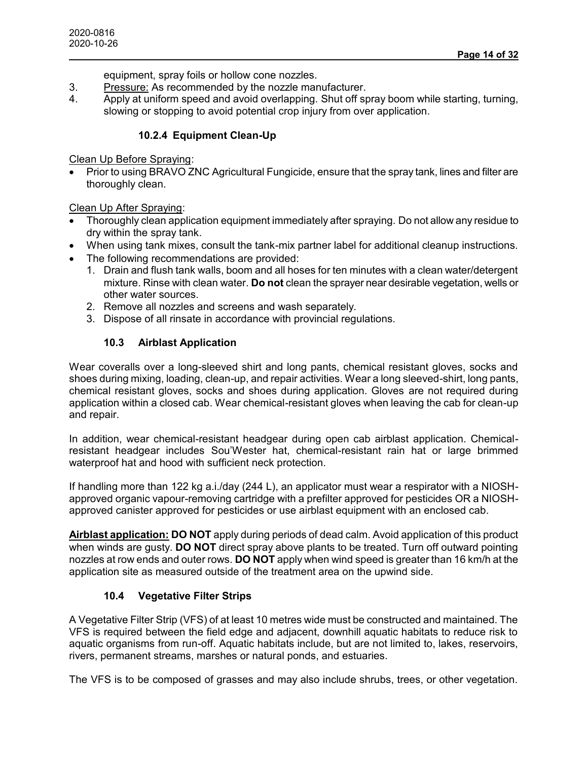equipment, spray foils or hollow cone nozzles.

3. Pressure: As recommended by the nozzle manufacturer.
4. Apply at uniform speed and avoid overlapping. Shut off spray boom while starting, turning, slowing or stopping to avoid potential crop injury from over application.

#### 10.2.4 Equipment Clean-Up

Clean Up Before Spraying:

- Prior to using BRAVO ZNC Agricultural Fungicide, ensure that the spray tank, lines and filter are thoroughly clean.

Clean Up After Spraying:

- Thoroughly clean application equipment immediately after spraying. Do not allow any residue to dry within the spray tank.
- When using tank mixes, consult the tank-mix partner label for additional cleanup instructions.
- The following recommendations are provided:
  1. Drain and flush tank walls, boom and all hoses for ten minutes with a clean water/detergent mixture. Rinse with clean water. **Do not** clean the sprayer near desirable vegetation, wells or other water sources.
  2. Remove all nozzles and screens and wash separately.
  3. Dispose of all rinsate in accordance with provincial regulations.

### 10.3 Airblast Application

Wear coveralls over a long-sleeved shirt and long pants, chemical resistant gloves, socks and shoes during mixing, loading, clean-up, and repair activities. Wear a long sleeved-shirt, long pants, chemical resistant gloves, socks and shoes during application. Gloves are not required during application within a closed cab. Wear chemical-resistant gloves when leaving the cab for clean-up and repair.

In addition, wear chemical-resistant headgear during open cab airblast application. Chemical-resistant headgear includes Sou'Wester hat, chemical-resistant rain hat or large brimmed waterproof hat and hood with sufficient neck protection.

If handling more than 122 kg a.i./day (244 L), an applicator must wear a respirator with a NIOSH-approved organic vapour-removing cartridge with a prefilter approved for pesticides OR a NIOSH-approved canister approved for pesticides or use airblast equipment with an enclosed cab.

**Airblast application: DO NOT** apply during periods of dead calm. Avoid application of this product when winds are gusty. **DO NOT** direct spray above plants to be treated. Turn off outward pointing nozzles at row ends and outer rows. **DO NOT** apply when wind speed is greater than 16 km/h at the application site as measured outside of the treatment area on the upwind side.

### 10.4 Vegetative Filter Strips

A Vegetative Filter Strip (VFS) of at least 10 metres wide must be constructed and maintained. The VFS is required between the field edge and adjacent, downhill aquatic habitats to reduce risk to aquatic organisms from run-off. Aquatic habitats include, but are not limited to, lakes, reservoirs, rivers, permanent streams, marshes or natural ponds, and estuaries.

The VFS is to be composed of grasses and may also include shrubs, trees, or other vegetation.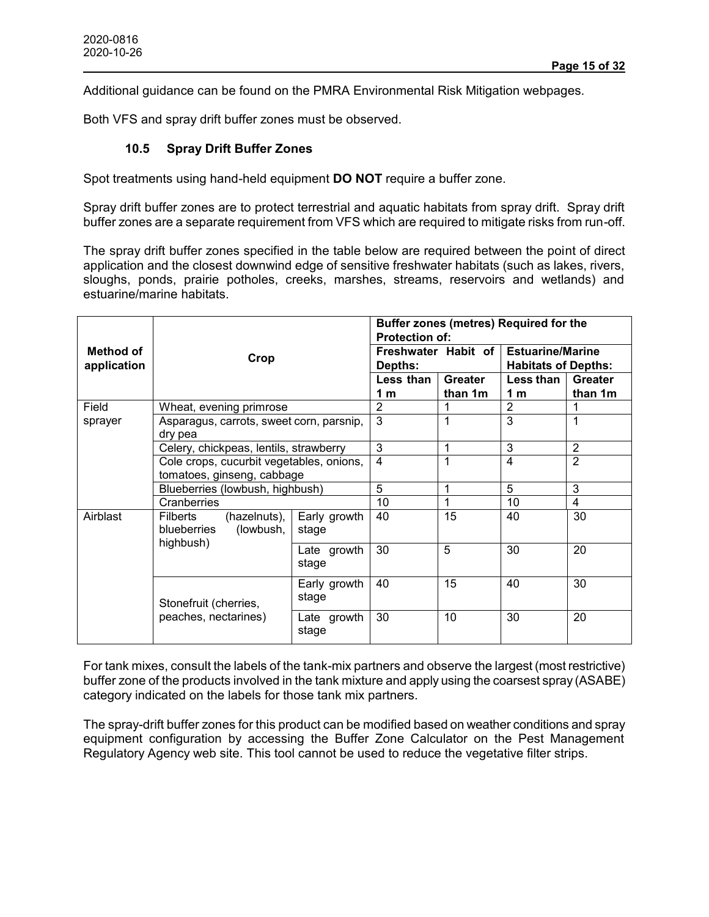Additional guidance can be found on the PMRA Environmental Risk Mitigation webpages.

Both VFS and spray drift buffer zones must be observed.

### 10.5 Spray Drift Buffer Zones

Spot treatments using hand-held equipment **DO NOT** require a buffer zone.

Spray drift buffer zones are to protect terrestrial and aquatic habitats from spray drift. Spray drift buffer zones are a separate requirement from VFS which are required to mitigate risks from run-off.

The spray drift buffer zones specified in the table below are required between the point of direct application and the closest downwind edge of sensitive freshwater habitats (such as lakes, rivers, sloughs, ponds, prairie potholes, creeks, marshes, streams, reservoirs and wetlands) and estuarine/marine habitats.

| Method of application | Crop | | Buffer zones (metres) Required for the Protection of: | | | |
|---|---|---|---|---|---|---|
| | | | Freshwater Habit of Depths: | | Estuarine/Marine Habitats of Depths: | |
| | | | Less than 1 m | Greater than 1m | Less than 1 m | Greater than 1m |
| Field sprayer | Wheat, evening primrose | | 2 | 1 | 2 | 1 |
| | Asparagus, carrots, sweet corn, parsnip, dry pea | | 3 | 1 | 3 | 1 |
| | Celery, chickpeas, lentils, strawberry | | 3 | 1 | 3 | 2 |
| | Cole crops, cucurbit vegetables, onions, tomatoes, ginseng, cabbage | | 4 | 1 | 4 | 2 |
| | Blueberries (lowbush, highbush) | | 5 | 1 | 5 | 3 |
| | Cranberries | | 10 | 1 | 10 | 4 |
| Airblast | Filberts (hazelnuts), blueberries (lowbush, highbush) | Early growth stage | 40 | 15 | 40 | 30 |
| | | Late growth stage | 30 | 5 | 30 | 20 |
| | Stonefruit (cherries, peaches, nectarines) | Early growth stage | 40 | 15 | 40 | 30 |
| | | Late growth stage | 30 | 10 | 30 | 20 |

For tank mixes, consult the labels of the tank-mix partners and observe the largest (most restrictive) buffer zone of the products involved in the tank mixture and apply using the coarsest spray (ASABE) category indicated on the labels for those tank mix partners.

The spray-drift buffer zones for this product can be modified based on weather conditions and spray equipment configuration by accessing the Buffer Zone Calculator on the Pest Management Regulatory Agency web site. This tool cannot be used to reduce the vegetative filter strips.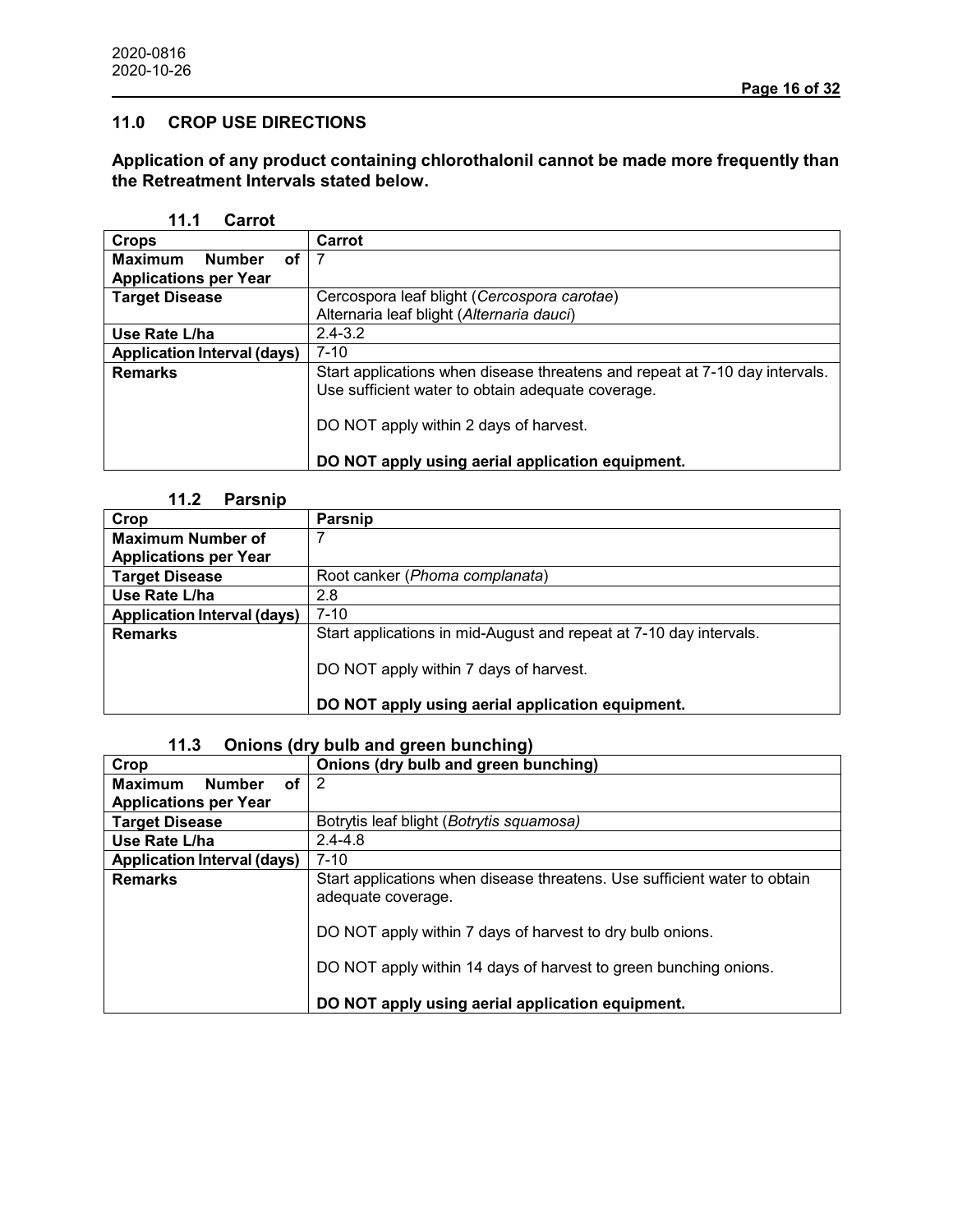## 11.0 CROP USE DIRECTIONS

**Application of any product containing chlorothalonil cannot be made more frequently than the Retreatment Intervals stated below.**

### 11.1 Carrot

| Crops | Carrot |
|---|---|
| **Maximum Number of Applications per Year** | 7 |
| **Target Disease** | Cercospora leaf blight (*Cercospora carotae*)<br>Alternaria leaf blight (*Alternaria dauci*) |
| **Use Rate L/ha** | 2.4-3.2 |
| **Application Interval (days)** | 7-10 |
| **Remarks** | Start applications when disease threatens and repeat at 7-10 day intervals. Use sufficient water to obtain adequate coverage.<br><br>DO NOT apply within 2 days of harvest.<br><br>**DO NOT apply using aerial application equipment.** |

### 11.2 Parsnip

| Crop | Parsnip |
|---|---|
| **Maximum Number of Applications per Year** | 7 |
| **Target Disease** | Root canker (*Phoma complanata*) |
| **Use Rate L/ha** | 2.8 |
| **Application Interval (days)** | 7-10 |
| **Remarks** | Start applications in mid-August and repeat at 7-10 day intervals.<br><br>DO NOT apply within 7 days of harvest.<br><br>**DO NOT apply using aerial application equipment.** |

### 11.3 Onions (dry bulb and green bunching)

| Crop | Onions (dry bulb and green bunching) |
|---|---|
| **Maximum Number of Applications per Year** | 2 |
| **Target Disease** | Botrytis leaf blight (*Botrytis squamosa)* |
| **Use Rate L/ha** | 2.4-4.8 |
| **Application Interval (days)** | 7-10 |
| **Remarks** | Start applications when disease threatens. Use sufficient water to obtain adequate coverage.<br><br>DO NOT apply within 7 days of harvest to dry bulb onions.<br><br>DO NOT apply within 14 days of harvest to green bunching onions.<br><br>**DO NOT apply using aerial application equipment.** |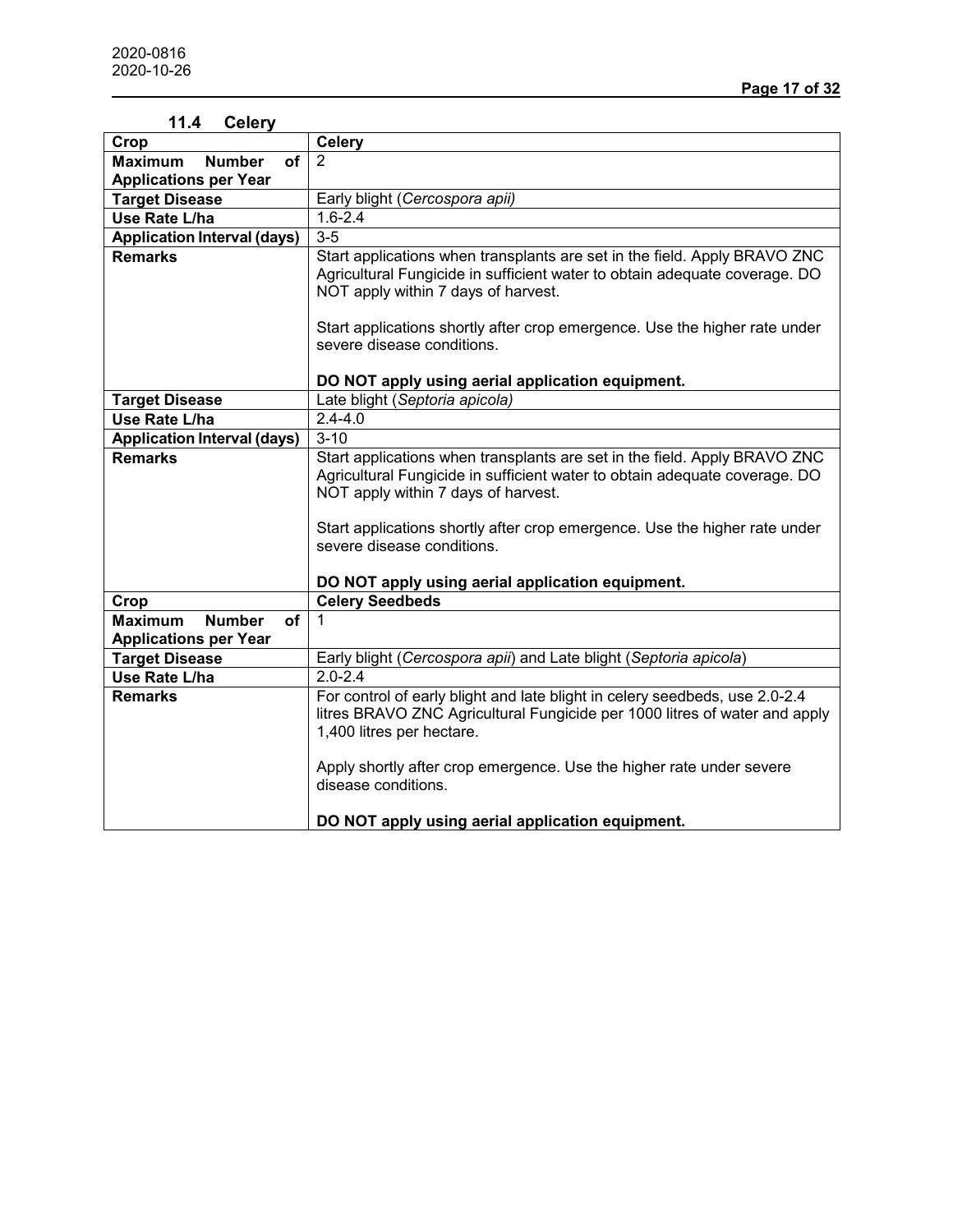### 11.4 Celery

| Crop | Celery |
|---|---|
| **Maximum Number of Applications per Year** | 2 |
| **Target Disease** | Early blight (*Cercospora apii)* |
| **Use Rate L/ha** | 1.6-2.4 |
| **Application Interval (days)** | 3-5 |
| **Remarks** | Start applications when transplants are set in the field. Apply BRAVO ZNC Agricultural Fungicide in sufficient water to obtain adequate coverage. DO NOT apply within 7 days of harvest.<br><br>Start applications shortly after crop emergence. Use the higher rate under severe disease conditions.<br><br>**DO NOT apply using aerial application equipment.** |
| **Target Disease** | Late blight (*Septoria apicola)* |
| **Use Rate L/ha** | 2.4-4.0 |
| **Application Interval (days)** | 3-10 |
| **Remarks** | Start applications when transplants are set in the field. Apply BRAVO ZNC Agricultural Fungicide in sufficient water to obtain adequate coverage. DO NOT apply within 7 days of harvest.<br><br>Start applications shortly after crop emergence. Use the higher rate under severe disease conditions.<br><br>**DO NOT apply using aerial application equipment.** |
| **Crop** | **Celery Seedbeds** |
| **Maximum Number of Applications per Year** | 1 |
| **Target Disease** | Early blight (*Cercospora apii*) and Late blight (*Septoria apicola*) |
| **Use Rate L/ha** | 2.0-2.4 |
| **Remarks** | For control of early blight and late blight in celery seedbeds, use 2.0-2.4 litres BRAVO ZNC Agricultural Fungicide per 1000 litres of water and apply 1,400 litres per hectare.<br><br>Apply shortly after crop emergence. Use the higher rate under severe disease conditions.<br><br>**DO NOT apply using aerial application equipment.** |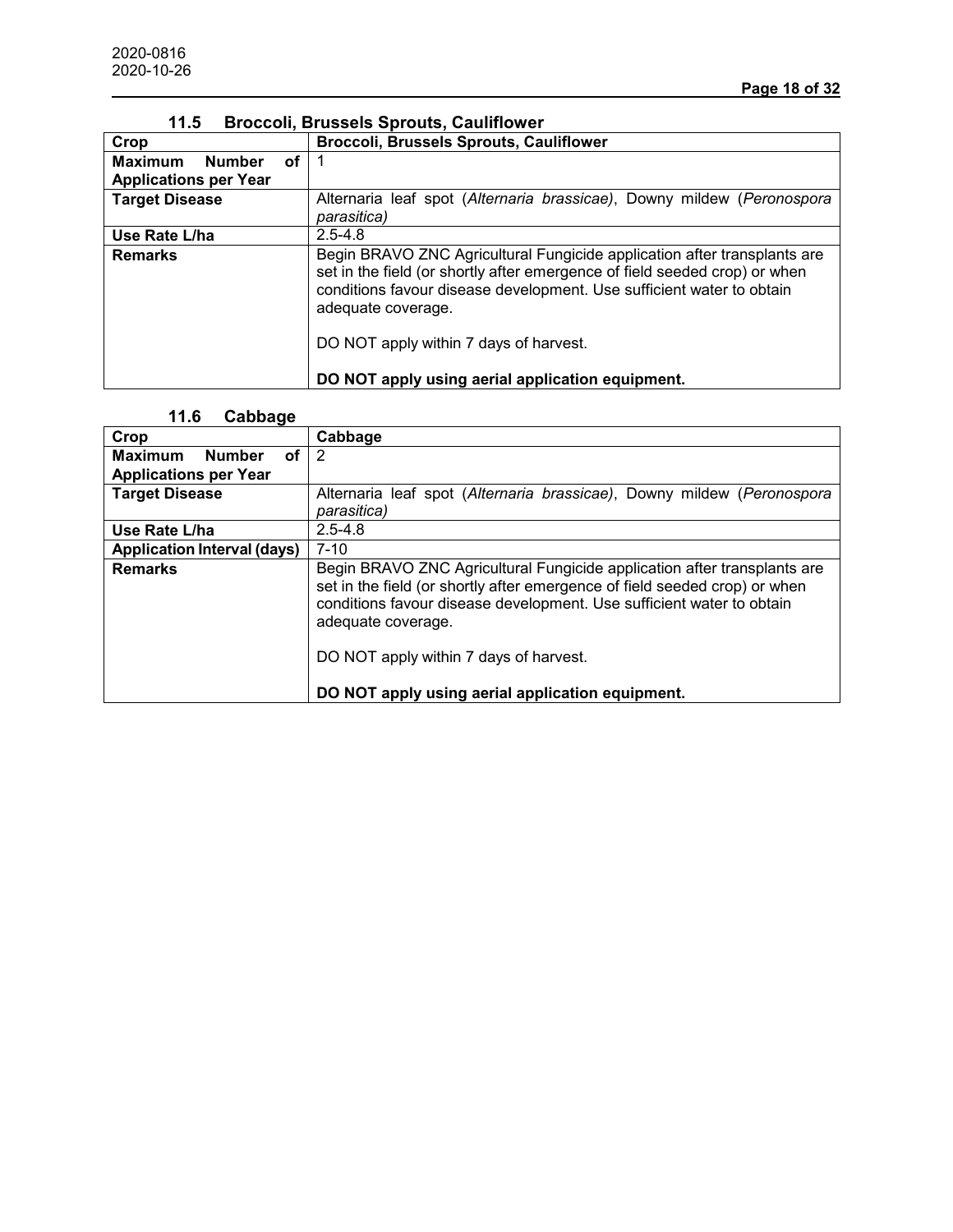### 11.5 Broccoli, Brussels Sprouts, Cauliflower

| Crop | Broccoli, Brussels Sprouts, Cauliflower |
|---|---|
| **Maximum Number of Applications per Year** | 1 |
| **Target Disease** | Alternaria leaf spot (*Alternaria brassicae)*, Downy mildew (*Peronospora parasitica)* |
| **Use Rate L/ha** | 2.5-4.8 |
| **Remarks** | Begin BRAVO ZNC Agricultural Fungicide application after transplants are set in the field (or shortly after emergence of field seeded crop) or when conditions favour disease development. Use sufficient water to obtain adequate coverage.<br><br>DO NOT apply within 7 days of harvest.<br><br>**DO NOT apply using aerial application equipment.** |

### 11.6 Cabbage

| Crop | Cabbage |
|---|---|
| **Maximum Number of Applications per Year** | 2 |
| **Target Disease** | Alternaria leaf spot (*Alternaria brassicae)*, Downy mildew (*Peronospora parasitica)* |
| **Use Rate L/ha** | 2.5-4.8 |
| **Application Interval (days)** | 7-10 |
| **Remarks** | Begin BRAVO ZNC Agricultural Fungicide application after transplants are set in the field (or shortly after emergence of field seeded crop) or when conditions favour disease development. Use sufficient water to obtain adequate coverage.<br><br>DO NOT apply within 7 days of harvest.<br><br>**DO NOT apply using aerial application equipment.** |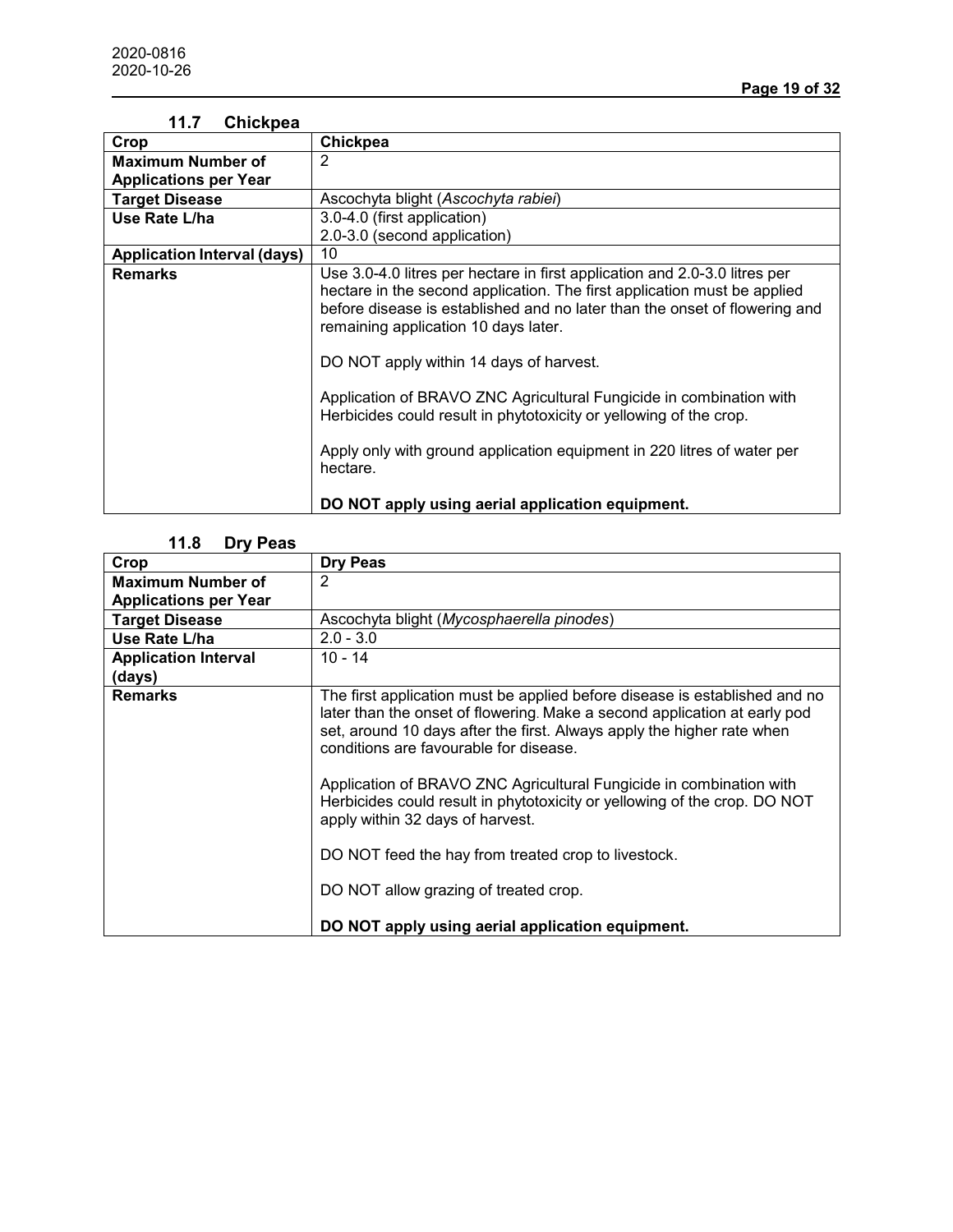### 11.7 Chickpea

| Crop | Chickpea |
| --- | --- |
| **Maximum Number of Applications per Year** | 2 |
| **Target Disease** | Ascochyta blight (*Ascochyta rabiei*) |
| **Use Rate L/ha** | 3.0-4.0 (first application)<br>2.0-3.0 (second application) |
| **Application Interval (days)** | 10 |
| **Remarks** | Use 3.0-4.0 litres per hectare in first application and 2.0-3.0 litres per hectare in the second application. The first application must be applied before disease is established and no later than the onset of flowering and remaining application 10 days later.<br><br>DO NOT apply within 14 days of harvest.<br><br>Application of BRAVO ZNC Agricultural Fungicide in combination with Herbicides could result in phytotoxicity or yellowing of the crop.<br><br>Apply only with ground application equipment in 220 litres of water per hectare.<br><br>**DO NOT apply using aerial application equipment.** |

### 11.8 Dry Peas

| Crop | Dry Peas |
| --- | --- |
| **Maximum Number of Applications per Year** | 2 |
| **Target Disease** | Ascochyta blight (*Mycosphaerella pinodes*) |
| **Use Rate L/ha** | 2.0 - 3.0 |
| **Application Interval (days)** | 10 - 14 |
| **Remarks** | The first application must be applied before disease is established and no later than the onset of flowering. Make a second application at early pod set, around 10 days after the first. Always apply the higher rate when conditions are favourable for disease.<br><br>Application of BRAVO ZNC Agricultural Fungicide in combination with Herbicides could result in phytotoxicity or yellowing of the crop. DO NOT apply within 32 days of harvest.<br><br>DO NOT feed the hay from treated crop to livestock.<br><br>DO NOT allow grazing of treated crop.<br><br>**DO NOT apply using aerial application equipment.** |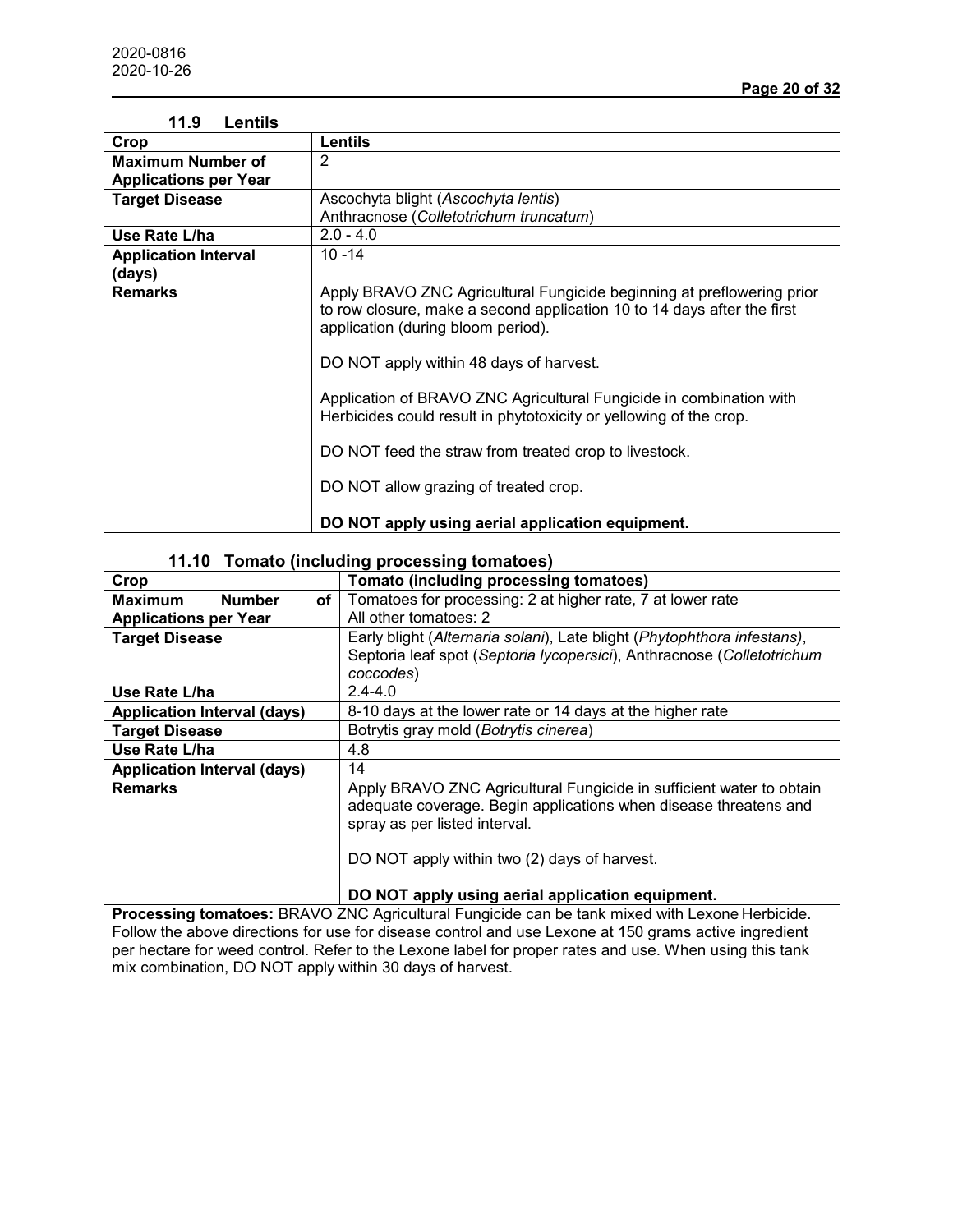### 11.9 Lentils

| Crop | Lentils |
|---|---|
| **Maximum Number of Applications per Year** | 2 |
| **Target Disease** | Ascochyta blight (*Ascochyta lentis*)<br>Anthracnose (*Colletotrichum truncatum*) |
| **Use Rate L/ha** | 2.0 - 4.0 |
| **Application Interval (days)** | 10 -14 |
| **Remarks** | Apply BRAVO ZNC Agricultural Fungicide beginning at preflowering prior to row closure, make a second application 10 to 14 days after the first application (during bloom period).<br><br>DO NOT apply within 48 days of harvest.<br><br>Application of BRAVO ZNC Agricultural Fungicide in combination with Herbicides could result in phytotoxicity or yellowing of the crop.<br><br>DO NOT feed the straw from treated crop to livestock.<br><br>DO NOT allow grazing of treated crop.<br><br>**DO NOT apply using aerial application equipment.** |

### 11.10 Tomato (including processing tomatoes)

| Crop | Tomato (including processing tomatoes) |
|---|---|
| **Maximum Number of Applications per Year** | Tomatoes for processing: 2 at higher rate, 7 at lower rate<br>All other tomatoes: 2 |
| **Target Disease** | Early blight (*Alternaria solani*), Late blight (*Phytophthora infestans)*, Septoria leaf spot (*Septoria lycopersici*), Anthracnose (*Colletotrichum coccodes*) |
| **Use Rate L/ha** | 2.4-4.0 |
| **Application Interval (days)** | 8-10 days at the lower rate or 14 days at the higher rate |
| **Target Disease** | Botrytis gray mold (*Botrytis cinerea*) |
| **Use Rate L/ha** | 4.8 |
| **Application Interval (days)** | 14 |
| **Remarks** | Apply BRAVO ZNC Agricultural Fungicide in sufficient water to obtain adequate coverage. Begin applications when disease threatens and spray as per listed interval.<br><br>DO NOT apply within two (2) days of harvest.<br><br>**DO NOT apply using aerial application equipment.** |
| **Processing tomatoes:** BRAVO ZNC Agricultural Fungicide can be tank mixed with Lexone Herbicide. Follow the above directions for use for disease control and use Lexone at 150 grams active ingredient per hectare for weed control. Refer to the Lexone label for proper rates and use. When using this tank mix combination, DO NOT apply within 30 days of harvest. | |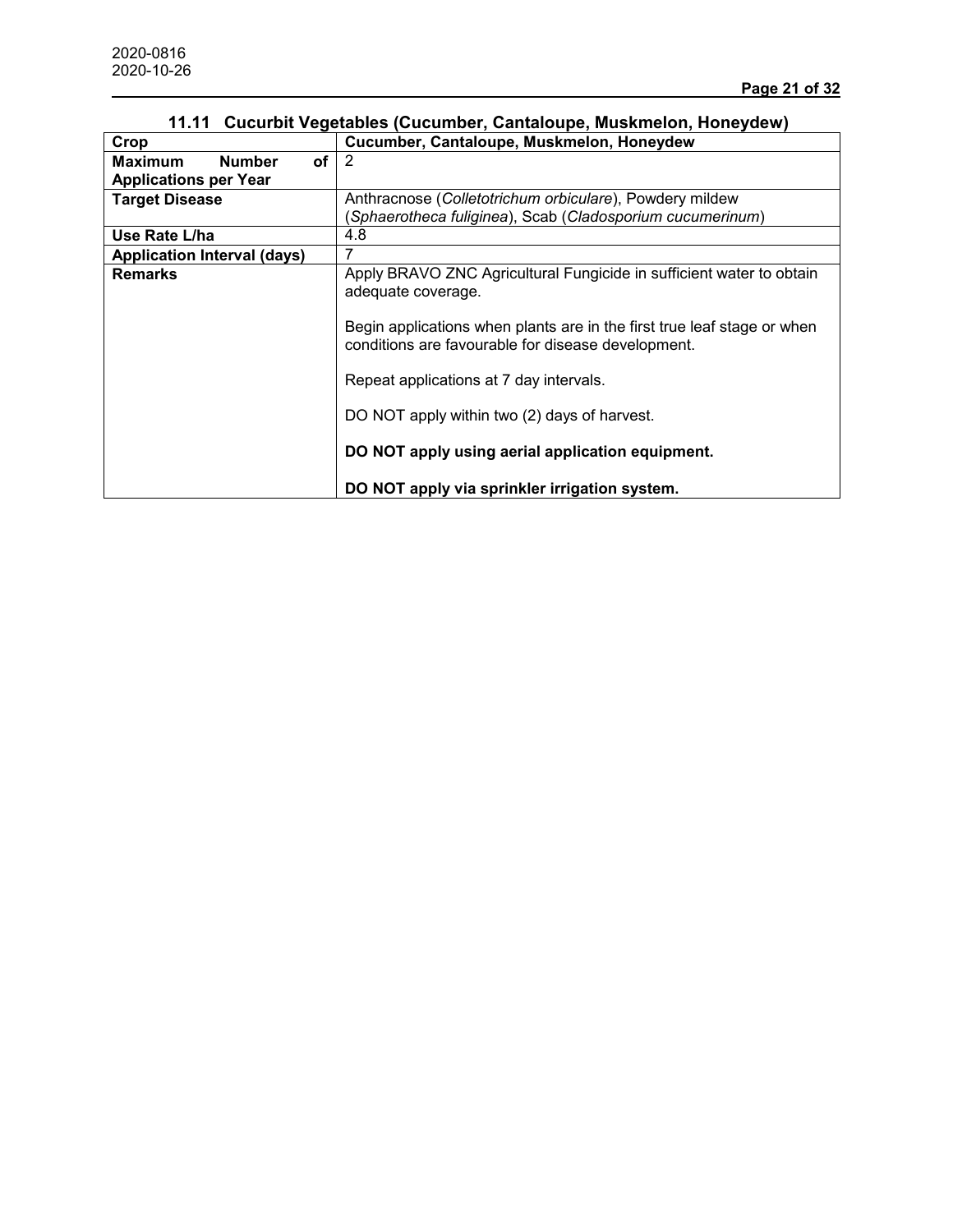### 11.11 Cucurbit Vegetables (Cucumber, Cantaloupe, Muskmelon, Honeydew)

| **Crop** | **Cucumber, Cantaloupe, Muskmelon, Honeydew** |
|---|---|
| **Maximum Number of Applications per Year** | 2 |
| **Target Disease** | Anthracnose (*Colletotrichum orbiculare*), Powdery mildew (*Sphaerotheca fuliginea*), Scab (*Cladosporium cucumerinum*) |
| **Use Rate L/ha** | 4.8 |
| **Application Interval (days)** | 7 |
| **Remarks** | Apply BRAVO ZNC Agricultural Fungicide in sufficient water to obtain adequate coverage.<br><br>Begin applications when plants are in the first true leaf stage or when conditions are favourable for disease development.<br><br>Repeat applications at 7 day intervals.<br><br>DO NOT apply within two (2) days of harvest.<br><br>**DO NOT apply using aerial application equipment.**<br><br>**DO NOT apply via sprinkler irrigation system.** |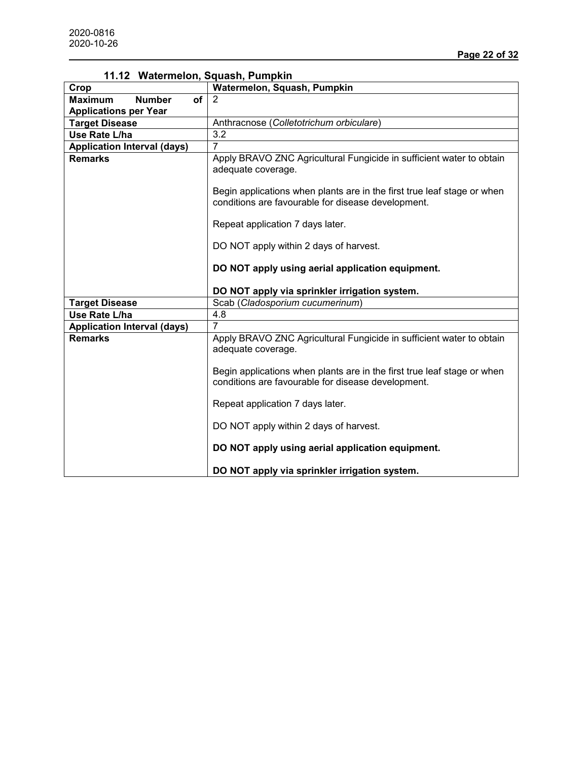## 11.12 Watermelon, Squash, Pumpkin

| **Crop** | **Watermelon, Squash, Pumpkin** |
|---|---|
| **Maximum Number of Applications per Year** | 2 |
| **Target Disease** | Anthracnose (*Colletotrichum orbiculare*) |
| **Use Rate L/ha** | 3.2 |
| **Application Interval (days)** | 7 |
| **Remarks** | Apply BRAVO ZNC Agricultural Fungicide in sufficient water to obtain adequate coverage.<br><br>Begin applications when plants are in the first true leaf stage or when conditions are favourable for disease development.<br><br>Repeat application 7 days later.<br><br>DO NOT apply within 2 days of harvest.<br><br>**DO NOT apply using aerial application equipment.**<br><br>**DO NOT apply via sprinkler irrigation system.** |
| **Target Disease** | Scab (*Cladosporium cucumerinum*) |
| **Use Rate L/ha** | 4.8 |
| **Application Interval (days)** | 7 |
| **Remarks** | Apply BRAVO ZNC Agricultural Fungicide in sufficient water to obtain adequate coverage.<br><br>Begin applications when plants are in the first true leaf stage or when conditions are favourable for disease development.<br><br>Repeat application 7 days later.<br><br>DO NOT apply within 2 days of harvest.<br><br>**DO NOT apply using aerial application equipment.**<br><br>**DO NOT apply via sprinkler irrigation system.** |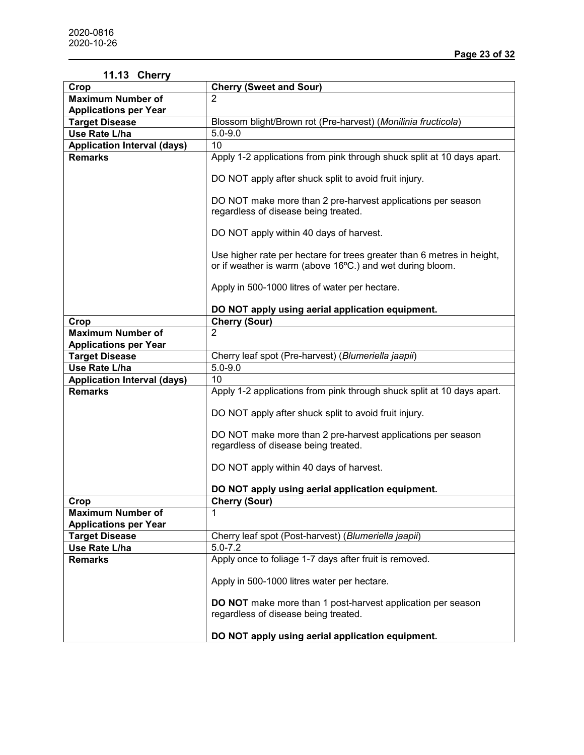### 11.13 Cherry

| Crop | Cherry (Sweet and Sour) |
|---|---|
| **Maximum Number of Applications per Year** | 2 |
| **Target Disease** | Blossom blight/Brown rot (Pre-harvest) (*Monilinia fructicola*) |
| **Use Rate L/ha** | 5.0-9.0 |
| **Application Interval (days)** | 10 |
| **Remarks** | Apply 1-2 applications from pink through shuck split at 10 days apart.<br><br>DO NOT apply after shuck split to avoid fruit injury.<br><br>DO NOT make more than 2 pre-harvest applications per season regardless of disease being treated.<br><br>DO NOT apply within 40 days of harvest.<br><br>Use higher rate per hectare for trees greater than 6 metres in height, or if weather is warm (above 16ºC.) and wet during bloom.<br><br>Apply in 500-1000 litres of water per hectare.<br><br>**DO NOT apply using aerial application equipment.** |
| **Crop** | **Cherry (Sour)** |
| **Maximum Number of Applications per Year** | 2 |
| **Target Disease** | Cherry leaf spot (Pre-harvest) (*Blumeriella jaapii*) |
| **Use Rate L/ha** | 5.0-9.0 |
| **Application Interval (days)** | 10 |
| **Remarks** | Apply 1-2 applications from pink through shuck split at 10 days apart.<br><br>DO NOT apply after shuck split to avoid fruit injury.<br><br>DO NOT make more than 2 pre-harvest applications per season regardless of disease being treated.<br><br>DO NOT apply within 40 days of harvest.<br><br>**DO NOT apply using aerial application equipment.** |
| **Crop** | **Cherry (Sour)** |
| **Maximum Number of Applications per Year** | 1 |
| **Target Disease** | Cherry leaf spot (Post-harvest) (*Blumeriella jaapii*) |
| **Use Rate L/ha** | 5.0-7.2 |
| **Remarks** | Apply once to foliage 1-7 days after fruit is removed.<br><br>Apply in 500-1000 litres water per hectare.<br><br>**DO NOT** make more than 1 post-harvest application per season regardless of disease being treated.<br><br>**DO NOT apply using aerial application equipment.** |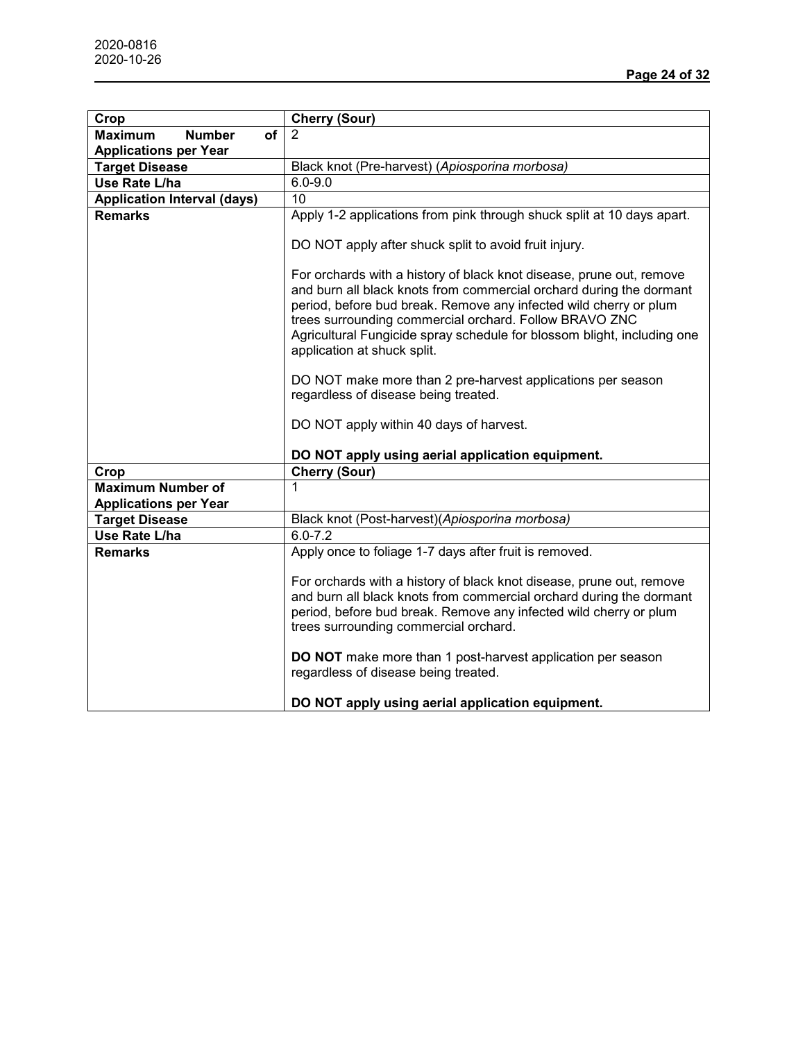2020-0816
2020-10-26

| Crop | Cherry (Sour) |
|---|---|
| Maximum Number of Applications per Year | 2 |
| Target Disease | Black knot (Pre-harvest) (*Apiosporina morbosa)* |
| Use Rate L/ha | 6.0-9.0 |
| Application Interval (days) | 10 |
| Remarks | Apply 1-2 applications from pink through shuck split at 10 days apart.<br><br>DO NOT apply after shuck split to avoid fruit injury.<br><br>For orchards with a history of black knot disease, prune out, remove and burn all black knots from commercial orchard during the dormant period, before bud break. Remove any infected wild cherry or plum trees surrounding commercial orchard. Follow BRAVO ZNC Agricultural Fungicide spray schedule for blossom blight, including one application at shuck split.<br><br>DO NOT make more than 2 pre-harvest applications per season regardless of disease being treated.<br><br>DO NOT apply within 40 days of harvest.<br><br>**DO NOT apply using aerial application equipment.** |
| **Crop** | **Cherry (Sour)** |
| **Maximum Number of Applications per Year** | 1 |
| **Target Disease** | Black knot (Post-harvest)(*Apiosporina morbosa)* |
| **Use Rate L/ha** | 6.0-7.2 |
| **Remarks** | Apply once to foliage 1-7 days after fruit is removed.<br><br>For orchards with a history of black knot disease, prune out, remove and burn all black knots from commercial orchard during the dormant period, before bud break. Remove any infected wild cherry or plum trees surrounding commercial orchard.<br><br>**DO NOT** make more than 1 post-harvest application per season regardless of disease being treated.<br><br>**DO NOT apply using aerial application equipment.** |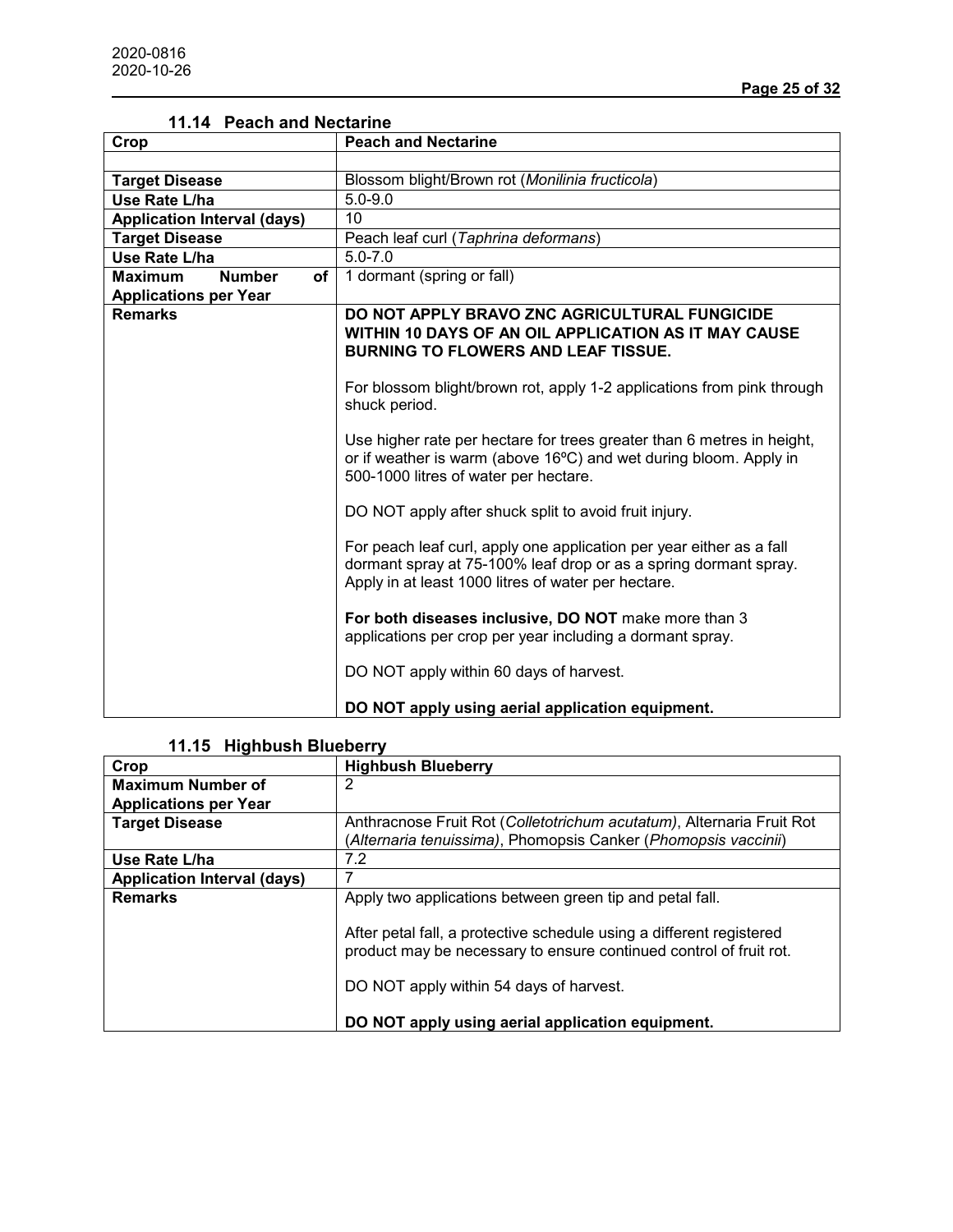### 11.14 Peach and Nectarine

| Crop | Peach and Nectarine |
|---|---|
| | |
| **Target Disease** | Blossom blight/Brown rot (*Monilinia fructicola*) |
| **Use Rate L/ha** | 5.0-9.0 |
| **Application Interval (days)** | 10 |
| **Target Disease** | Peach leaf curl (*Taphrina deformans*) |
| **Use Rate L/ha** | 5.0-7.0 |
| **Maximum Number of Applications per Year** | 1 dormant (spring or fall) |
| **Remarks** | **DO NOT APPLY BRAVO ZNC AGRICULTURAL FUNGICIDE WITHIN 10 DAYS OF AN OIL APPLICATION AS IT MAY CAUSE BURNING TO FLOWERS AND LEAF TISSUE.**<br><br>For blossom blight/brown rot, apply 1-2 applications from pink through shuck period.<br><br>Use higher rate per hectare for trees greater than 6 metres in height, or if weather is warm (above 16ºC) and wet during bloom. Apply in 500-1000 litres of water per hectare.<br><br>DO NOT apply after shuck split to avoid fruit injury.<br><br>For peach leaf curl, apply one application per year either as a fall dormant spray at 75-100% leaf drop or as a spring dormant spray. Apply in at least 1000 litres of water per hectare.<br><br>**For both diseases inclusive, DO NOT** make more than 3 applications per crop per year including a dormant spray.<br><br>DO NOT apply within 60 days of harvest.<br><br>**DO NOT apply using aerial application equipment.** |

### 11.15 Highbush Blueberry

| Crop | Highbush Blueberry |
|---|---|
| **Maximum Number of Applications per Year** | 2 |
| **Target Disease** | Anthracnose Fruit Rot (*Colletotrichum acutatum)*, Alternaria Fruit Rot (*Alternaria tenuissima)*, Phomopsis Canker (*Phomopsis vaccinii*) |
| **Use Rate L/ha** | 7.2 |
| **Application Interval (days)** | 7 |
| **Remarks** | Apply two applications between green tip and petal fall.<br><br>After petal fall, a protective schedule using a different registered product may be necessary to ensure continued control of fruit rot.<br><br>DO NOT apply within 54 days of harvest.<br><br>**DO NOT apply using aerial application equipment.** |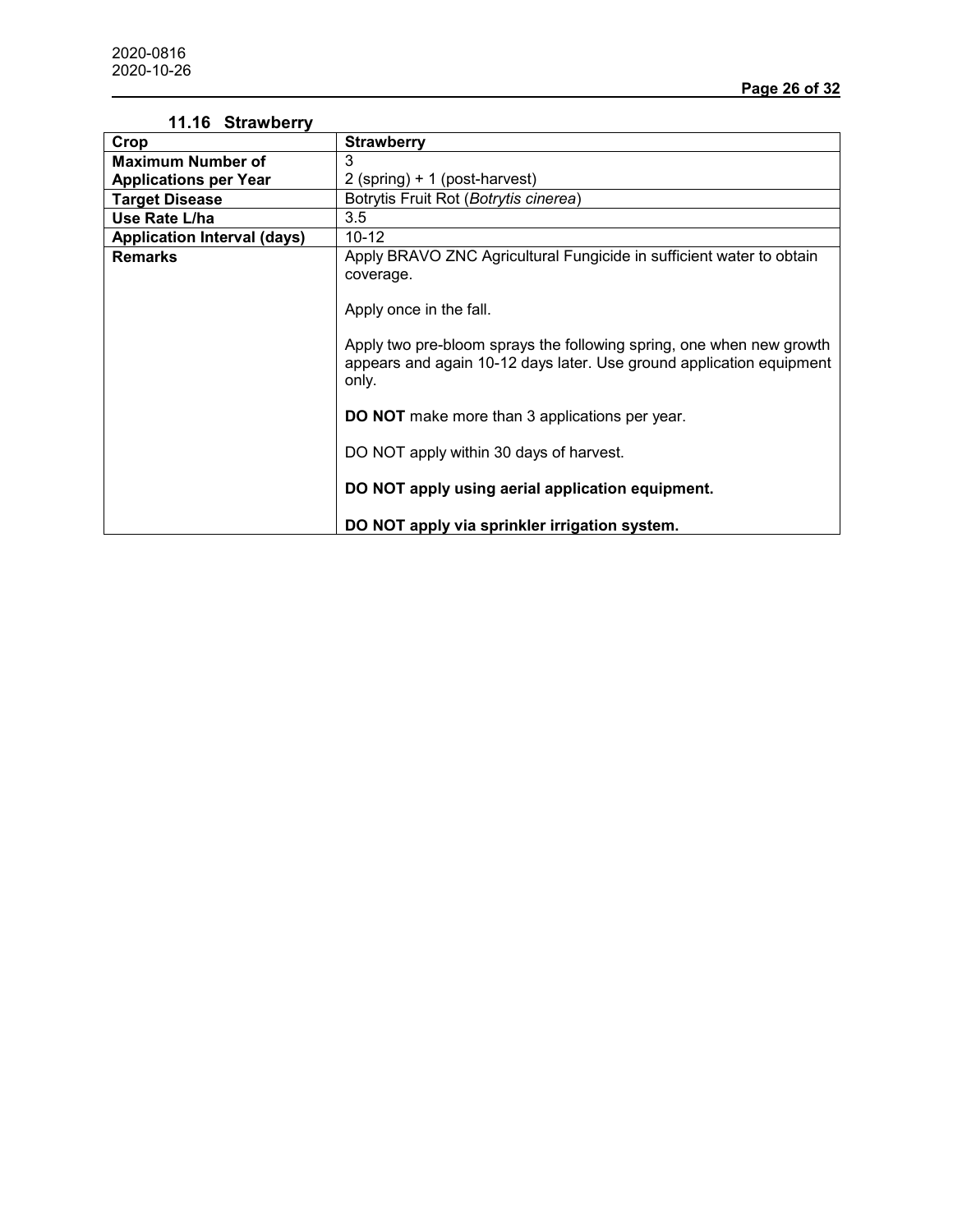2020-0816
2020-10-26

### 11.16 Strawberry

| **Crop** | **Strawberry** |
| --- | --- |
| **Maximum Number of Applications per Year** | 3<br>2 (spring) + 1 (post-harvest) |
| **Target Disease** | Botrytis Fruit Rot (*Botrytis cinerea*) |
| **Use Rate L/ha** | 3.5 |
| **Application Interval (days)** | 10-12 |
| **Remarks** | Apply BRAVO ZNC Agricultural Fungicide in sufficient water to obtain coverage.<br><br>Apply once in the fall.<br><br>Apply two pre-bloom sprays the following spring, one when new growth appears and again 10-12 days later. Use ground application equipment only.<br><br>**DO NOT** make more than 3 applications per year.<br><br>DO NOT apply within 30 days of harvest.<br><br>**DO NOT apply using aerial application equipment.**<br><br>**DO NOT apply via sprinkler irrigation system.** |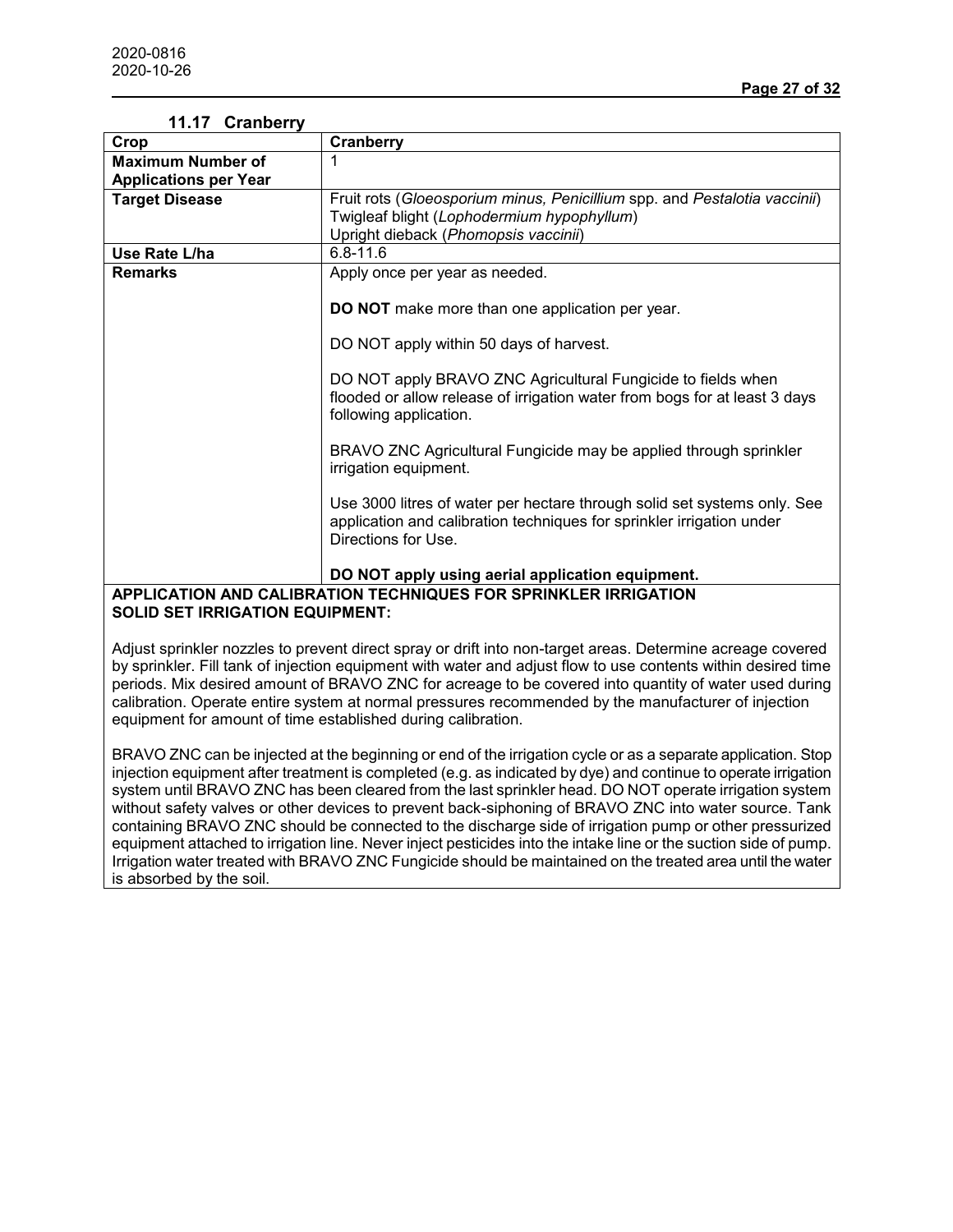2020-0816
2020-10-26

### 11.17 Cranberry

| Crop | Cranberry |
|---|---|
| **Maximum Number of Applications per Year** | 1 |
| **Target Disease** | Fruit rots (*Gloeosporium minus, Penicillium* spp. and *Pestalotia vaccinii*)<br>Twigleaf blight (*Lophodermium hypophyllum*)<br>Upright dieback (*Phomopsis vaccinii*) |
| **Use Rate L/ha** | 6.8-11.6 |
| **Remarks** | Apply once per year as needed.<br><br>**DO NOT** make more than one application per year.<br><br>DO NOT apply within 50 days of harvest.<br><br>DO NOT apply BRAVO ZNC Agricultural Fungicide to fields when flooded or allow release of irrigation water from bogs for at least 3 days following application.<br><br>BRAVO ZNC Agricultural Fungicide may be applied through sprinkler irrigation equipment.<br><br>Use 3000 litres of water per hectare through solid set systems only. See application and calibration techniques for sprinkler irrigation under Directions for Use.<br><br>**DO NOT apply using aerial application equipment.** |

**APPLICATION AND CALIBRATION TECHNIQUES FOR SPRINKLER IRRIGATION SOLID SET IRRIGATION EQUIPMENT:**

Adjust sprinkler nozzles to prevent direct spray or drift into non-target areas. Determine acreage covered by sprinkler. Fill tank of injection equipment with water and adjust flow to use contents within desired time periods. Mix desired amount of BRAVO ZNC for acreage to be covered into quantity of water used during calibration. Operate entire system at normal pressures recommended by the manufacturer of injection equipment for amount of time established during calibration.

BRAVO ZNC can be injected at the beginning or end of the irrigation cycle or as a separate application. Stop injection equipment after treatment is completed (e.g. as indicated by dye) and continue to operate irrigation system until BRAVO ZNC has been cleared from the last sprinkler head. DO NOT operate irrigation system without safety valves or other devices to prevent back-siphoning of BRAVO ZNC into water source. Tank containing BRAVO ZNC should be connected to the discharge side of irrigation pump or other pressurized equipment attached to irrigation line. Never inject pesticides into the intake line or the suction side of pump. Irrigation water treated with BRAVO ZNC Fungicide should be maintained on the treated area until the water is absorbed by the soil.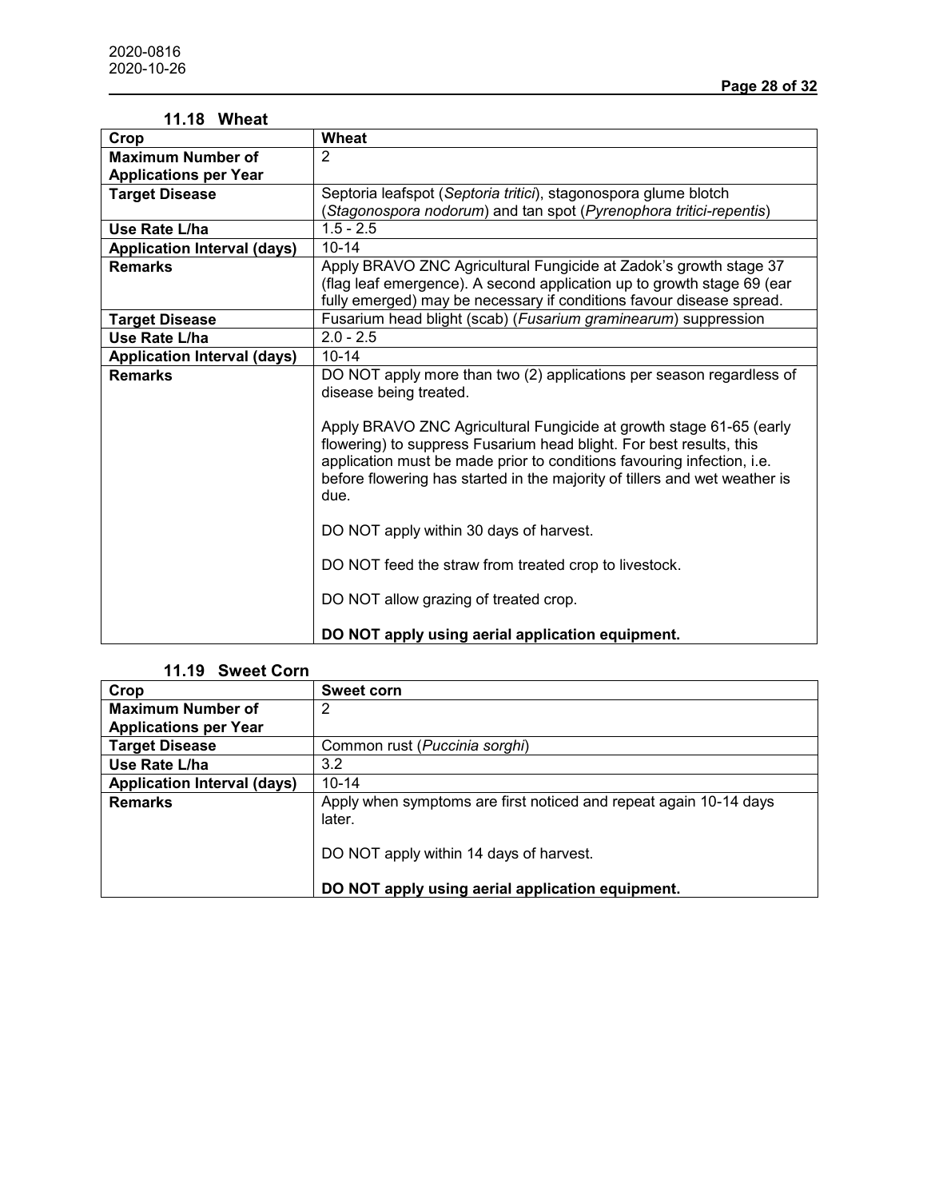### 11.18 Wheat

| Crop | Wheat |
|---|---|
| **Maximum Number of Applications per Year** | 2 |
| **Target Disease** | Septoria leafspot (*Septoria tritici*), stagonospora glume blotch (*Stagonospora nodorum*) and tan spot (*Pyrenophora tritici-repentis*) |
| **Use Rate L/ha** | 1.5 - 2.5 |
| **Application Interval (days)** | 10-14 |
| **Remarks** | Apply BRAVO ZNC Agricultural Fungicide at Zadok's growth stage 37 (flag leaf emergence). A second application up to growth stage 69 (ear fully emerged) may be necessary if conditions favour disease spread. |
| **Target Disease** | Fusarium head blight (scab) (*Fusarium graminearum*) suppression |
| **Use Rate L/ha** | 2.0 - 2.5 |
| **Application Interval (days)** | 10-14 |
| **Remarks** | DO NOT apply more than two (2) applications per season regardless of disease being treated.<br><br>Apply BRAVO ZNC Agricultural Fungicide at growth stage 61-65 (early flowering) to suppress Fusarium head blight. For best results, this application must be made prior to conditions favouring infection, i.e. before flowering has started in the majority of tillers and wet weather is due.<br><br>DO NOT apply within 30 days of harvest.<br><br>DO NOT feed the straw from treated crop to livestock.<br><br>DO NOT allow grazing of treated crop.<br><br>**DO NOT apply using aerial application equipment.** |

### 11.19 Sweet Corn

| Crop | Sweet corn |
|---|---|
| **Maximum Number of Applications per Year** | 2 |
| **Target Disease** | Common rust (*Puccinia sorghi*) |
| **Use Rate L/ha** | 3.2 |
| **Application Interval (days)** | 10-14 |
| **Remarks** | Apply when symptoms are first noticed and repeat again 10-14 days later.<br><br>DO NOT apply within 14 days of harvest.<br><br>**DO NOT apply using aerial application equipment.** |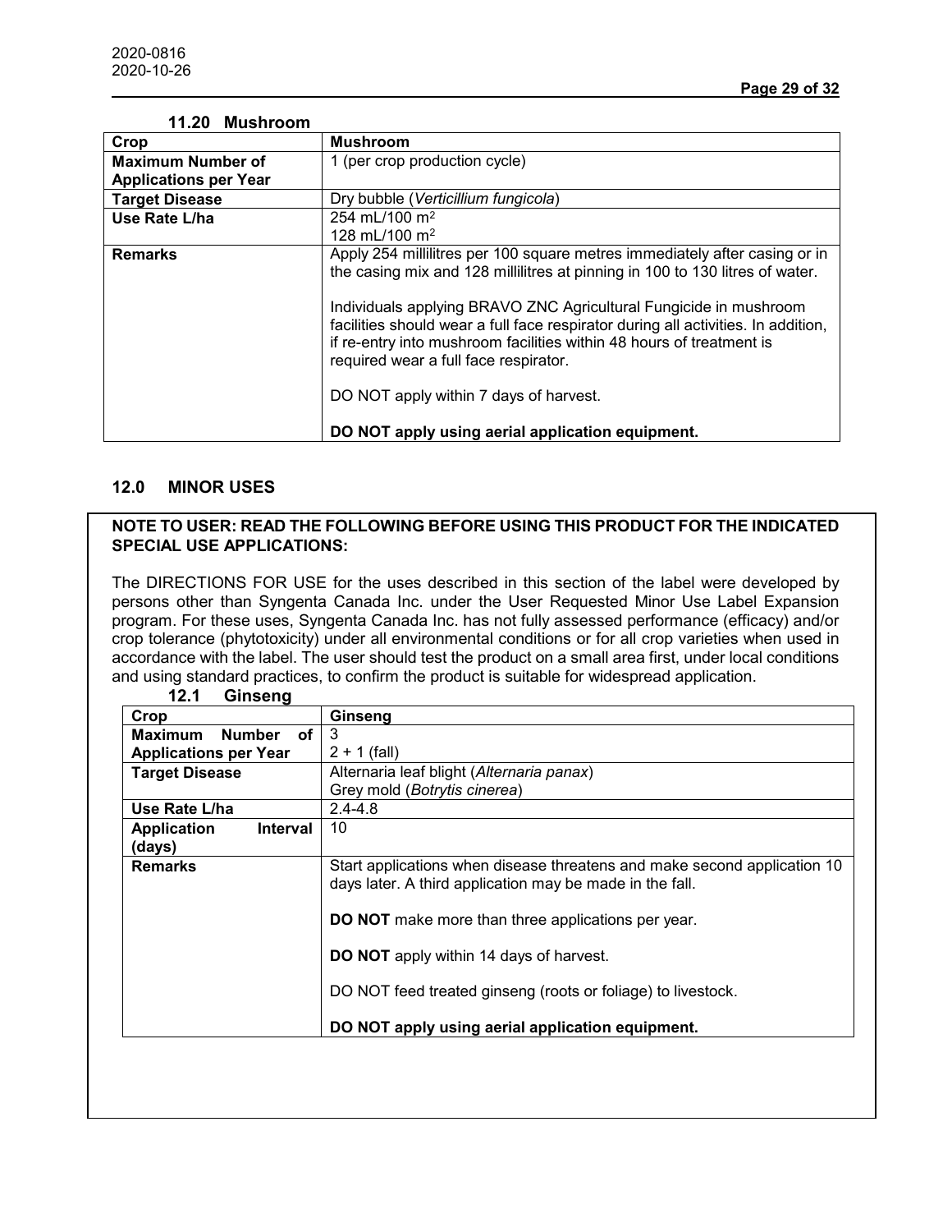### 11.20 Mushroom

| Crop | Mushroom |
|---|---|
| **Maximum Number of Applications per Year** | 1 (per crop production cycle) |
| **Target Disease** | Dry bubble (*Verticillium fungicola*) |
| **Use Rate L/ha** | 254 mL/100 $m^2$<br>128 mL/100 $m^2$ |
| **Remarks** | Apply 254 millilitres per 100 square metres immediately after casing or in the casing mix and 128 millilitres at pinning in 100 to 130 litres of water.<br><br>Individuals applying BRAVO ZNC Agricultural Fungicide in mushroom facilities should wear a full face respirator during all activities. In addition, if re-entry into mushroom facilities within 48 hours of treatment is required wear a full face respirator.<br><br>DO NOT apply within 7 days of harvest.<br><br>**DO NOT apply using aerial application equipment.** |

## 12.0 MINOR USES

**NOTE TO USER: READ THE FOLLOWING BEFORE USING THIS PRODUCT FOR THE INDICATED SPECIAL USE APPLICATIONS:**

The DIRECTIONS FOR USE for the uses described in this section of the label were developed by persons other than Syngenta Canada Inc. under the User Requested Minor Use Label Expansion program. For these uses, Syngenta Canada Inc. has not fully assessed performance (efficacy) and/or crop tolerance (phytotoxicity) under all environmental conditions or for all crop varieties when used in accordance with the label. The user should test the product on a small area first, under local conditions and using standard practices, to confirm the product is suitable for widespread application.

### 12.1 Ginseng

| Crop | Ginseng |
|---|---|
| **Maximum Number of Applications per Year** | 3<br>2 + 1 (fall) |
| **Target Disease** | Alternaria leaf blight (*Alternaria panax*)<br>Grey mold (*Botrytis cinerea*) |
| **Use Rate L/ha** | 2.4-4.8 |
| **Application Interval (days)** | 10 |
| **Remarks** | Start applications when disease threatens and make second application 10 days later. A third application may be made in the fall.<br><br>**DO NOT** make more than three applications per year.<br><br>**DO NOT** apply within 14 days of harvest.<br><br>DO NOT feed treated ginseng (roots or foliage) to livestock.<br><br>**DO NOT apply using aerial application equipment.** |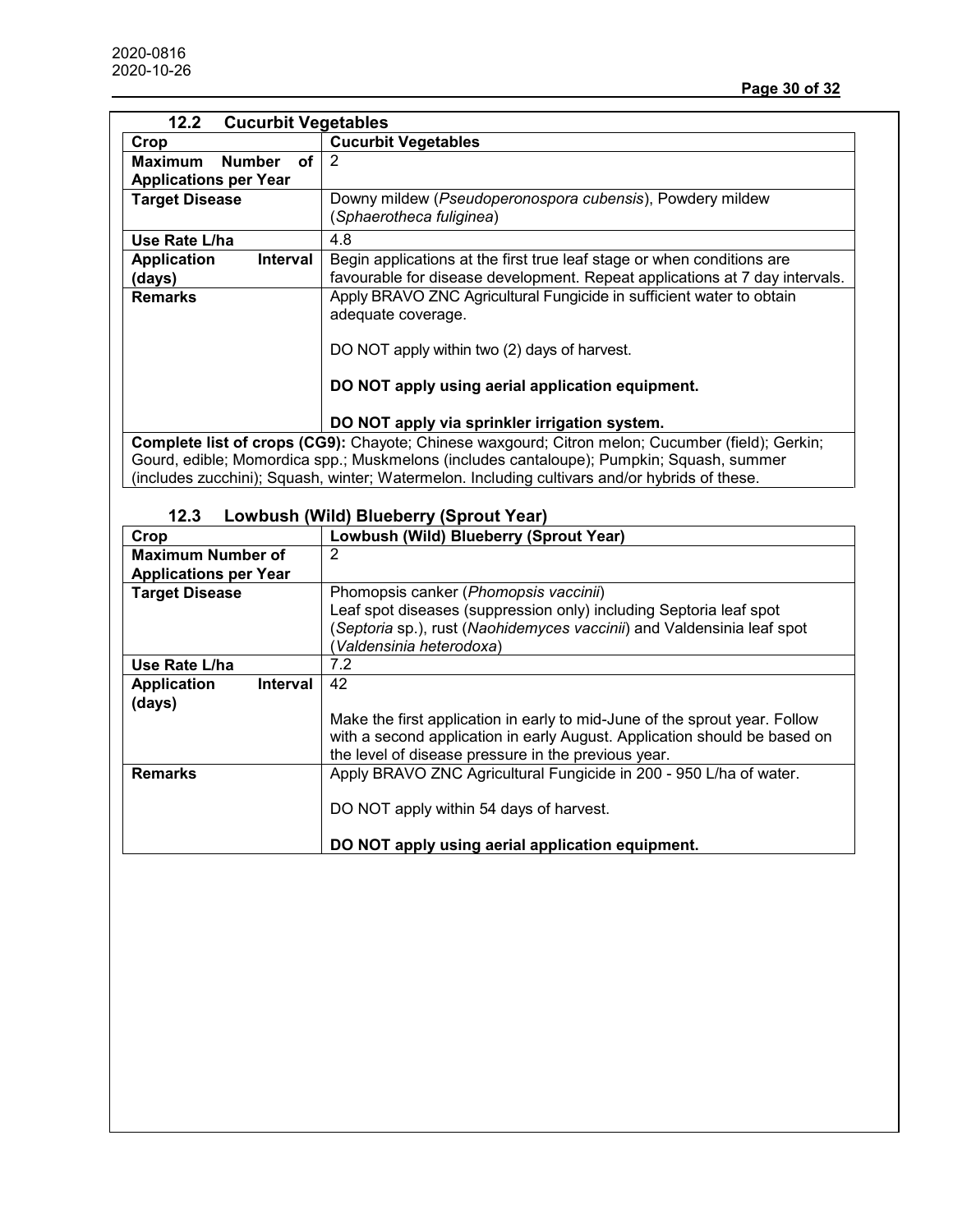### 12.2 Cucurbit Vegetables

| Crop | Cucurbit Vegetables |
|---|---|
| **Maximum Number of Applications per Year** | 2 |
| **Target Disease** | Downy mildew (*Pseudoperonospora cubensis*), Powdery mildew (*Sphaerotheca fuliginea*) |
| **Use Rate L/ha** | 4.8 |
| **Application Interval (days)** | Begin applications at the first true leaf stage or when conditions are favourable for disease development. Repeat applications at 7 day intervals. |
| **Remarks** | Apply BRAVO ZNC Agricultural Fungicide in sufficient water to obtain adequate coverage.<br><br>DO NOT apply within two (2) days of harvest.<br><br>**DO NOT apply using aerial application equipment.**<br><br>**DO NOT apply via sprinkler irrigation system.** |
| **Complete list of crops (CG9):** Chayote; Chinese waxgourd; Citron melon; Cucumber (field); Gerkin; Gourd, edible; Momordica spp.; Muskmelons (includes cantaloupe); Pumpkin; Squash, summer (includes zucchini); Squash, winter; Watermelon. Including cultivars and/or hybrids of these. | |

### 12.3 Lowbush (Wild) Blueberry (Sprout Year)

| Crop | Lowbush (Wild) Blueberry (Sprout Year) |
|---|---|
| **Maximum Number of Applications per Year** | 2 |
| **Target Disease** | Phomopsis canker (*Phomopsis vaccinii*)<br>Leaf spot diseases (suppression only) including Septoria leaf spot (*Septoria* sp.), rust (*Naohidemyces vaccinii*) and Valdensinia leaf spot (*Valdensinia heterodoxa*) |
| **Use Rate L/ha** | 7.2 |
| **Application Interval (days)** | 42<br><br>Make the first application in early to mid-June of the sprout year. Follow with a second application in early August. Application should be based on the level of disease pressure in the previous year. |
| **Remarks** | Apply BRAVO ZNC Agricultural Fungicide in 200 - 950 L/ha of water.<br><br>DO NOT apply within 54 days of harvest.<br><br>**DO NOT apply using aerial application equipment.** |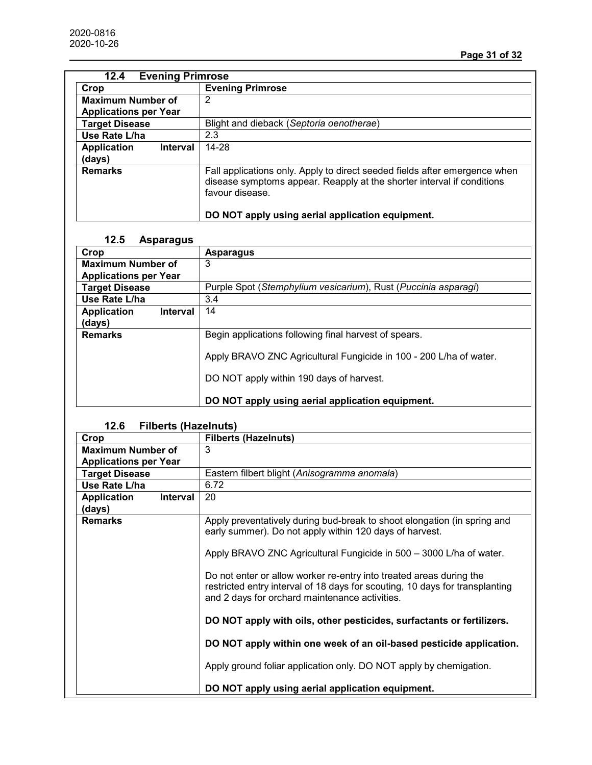### 12.4 Evening Primrose

| Crop | Evening Primrose |
|---|---|
| Maximum Number of Applications per Year | 2 |
| Target Disease | Blight and dieback (*Septoria oenotherae*) |
| Use Rate L/ha | 2.3 |
| Application Interval (days) | 14-28 |
| Remarks | Fall applications only. Apply to direct seeded fields after emergence when disease symptoms appear. Reapply at the shorter interval if conditions favour disease.<br><br>**DO NOT apply using aerial application equipment.** |

### 12.5 Asparagus

| Crop | Asparagus |
|---|---|
| Maximum Number of Applications per Year | 3 |
| Target Disease | Purple Spot (*Stemphylium vesicarium*), Rust (*Puccinia asparagi*) |
| Use Rate L/ha | 3.4 |
| Application Interval (days) | 14 |
| Remarks | Begin applications following final harvest of spears.<br><br>Apply BRAVO ZNC Agricultural Fungicide in 100 - 200 L/ha of water.<br><br>DO NOT apply within 190 days of harvest.<br><br>**DO NOT apply using aerial application equipment.** |

### 12.6 Filberts (Hazelnuts)

| Crop | Filberts (Hazelnuts) |
|---|---|
| Maximum Number of Applications per Year | 3 |
| Target Disease | Eastern filbert blight (*Anisogramma anomala*) |
| Use Rate L/ha | 6.72 |
| Application Interval (days) | 20 |
| Remarks | Apply preventatively during bud-break to shoot elongation (in spring and early summer). Do not apply within 120 days of harvest.<br><br>Apply BRAVO ZNC Agricultural Fungicide in 500 – 3000 L/ha of water.<br><br>Do not enter or allow worker re-entry into treated areas during the restricted entry interval of 18 days for scouting, 10 days for transplanting and 2 days for orchard maintenance activities.<br><br>**DO NOT apply with oils, other pesticides, surfactants or fertilizers.**<br><br>**DO NOT apply within one week of an oil-based pesticide application.**<br><br>Apply ground foliar application only. DO NOT apply by chemigation.<br><br>**DO NOT apply using aerial application equipment.** |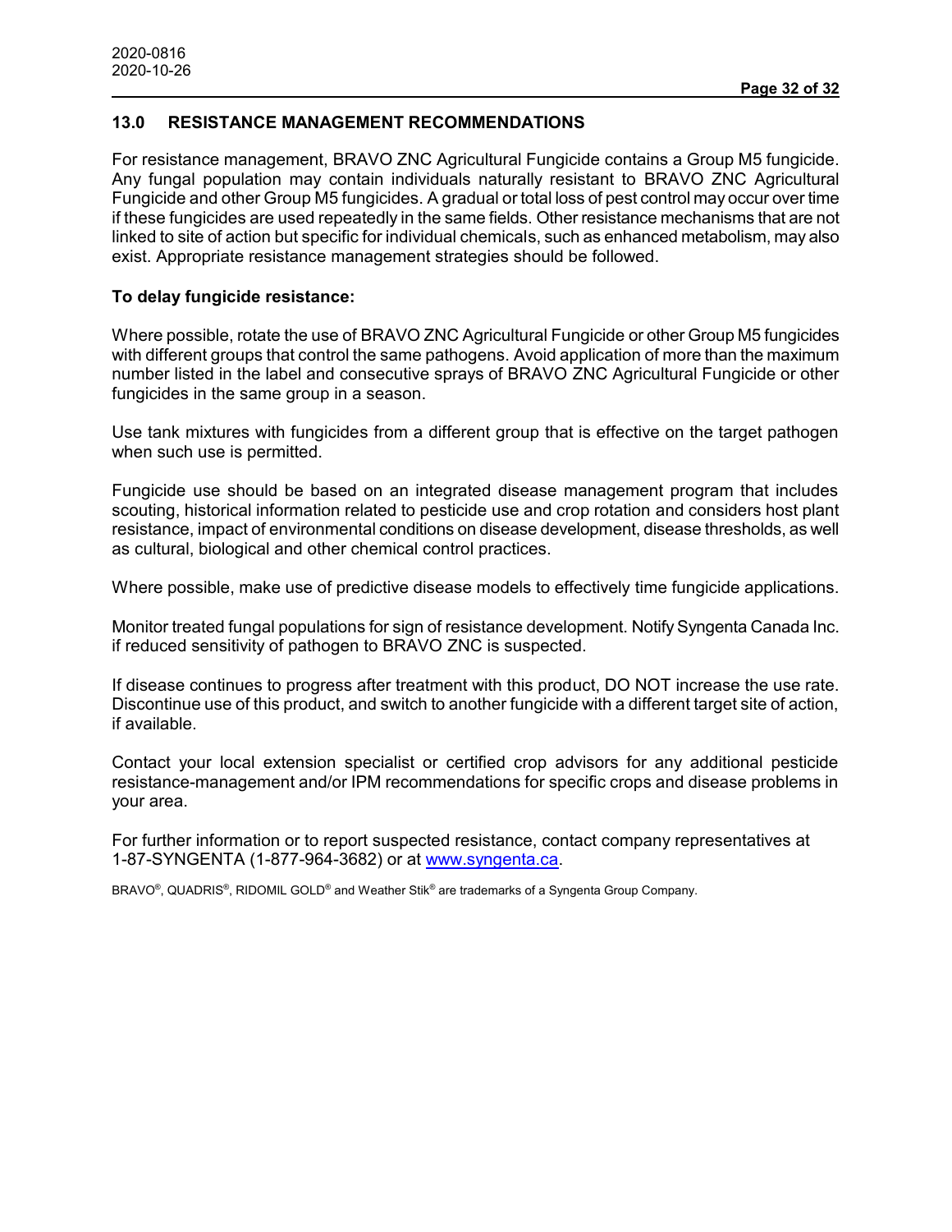## 13.0 RESISTANCE MANAGEMENT RECOMMENDATIONS

For resistance management, BRAVO ZNC Agricultural Fungicide contains a Group M5 fungicide. Any fungal population may contain individuals naturally resistant to BRAVO ZNC Agricultural Fungicide and other Group M5 fungicides. A gradual or total loss of pest control may occur over time if these fungicides are used repeatedly in the same fields. Other resistance mechanisms that are not linked to site of action but specific for individual chemicals, such as enhanced metabolism, may also exist. Appropriate resistance management strategies should be followed.

**To delay fungicide resistance:**

Where possible, rotate the use of BRAVO ZNC Agricultural Fungicide or other Group M5 fungicides with different groups that control the same pathogens. Avoid application of more than the maximum number listed in the label and consecutive sprays of BRAVO ZNC Agricultural Fungicide or other fungicides in the same group in a season.

Use tank mixtures with fungicides from a different group that is effective on the target pathogen when such use is permitted.

Fungicide use should be based on an integrated disease management program that includes scouting, historical information related to pesticide use and crop rotation and considers host plant resistance, impact of environmental conditions on disease development, disease thresholds, as well as cultural, biological and other chemical control practices.

Where possible, make use of predictive disease models to effectively time fungicide applications.

Monitor treated fungal populations for sign of resistance development. Notify Syngenta Canada Inc. if reduced sensitivity of pathogen to BRAVO ZNC is suspected.

If disease continues to progress after treatment with this product, DO NOT increase the use rate. Discontinue use of this product, and switch to another fungicide with a different target site of action, if available.

Contact your local extension specialist or certified crop advisors for any additional pesticide resistance-management and/or IPM recommendations for specific crops and disease problems in your area.

For further information or to report suspected resistance, contact company representatives at 1-87-SYNGENTA (1-877-964-3682) or at www.syngenta.ca.

BRAVO®, QUADRIS®, RIDOMIL GOLD® and Weather Stik® are trademarks of a Syngenta Group Company.